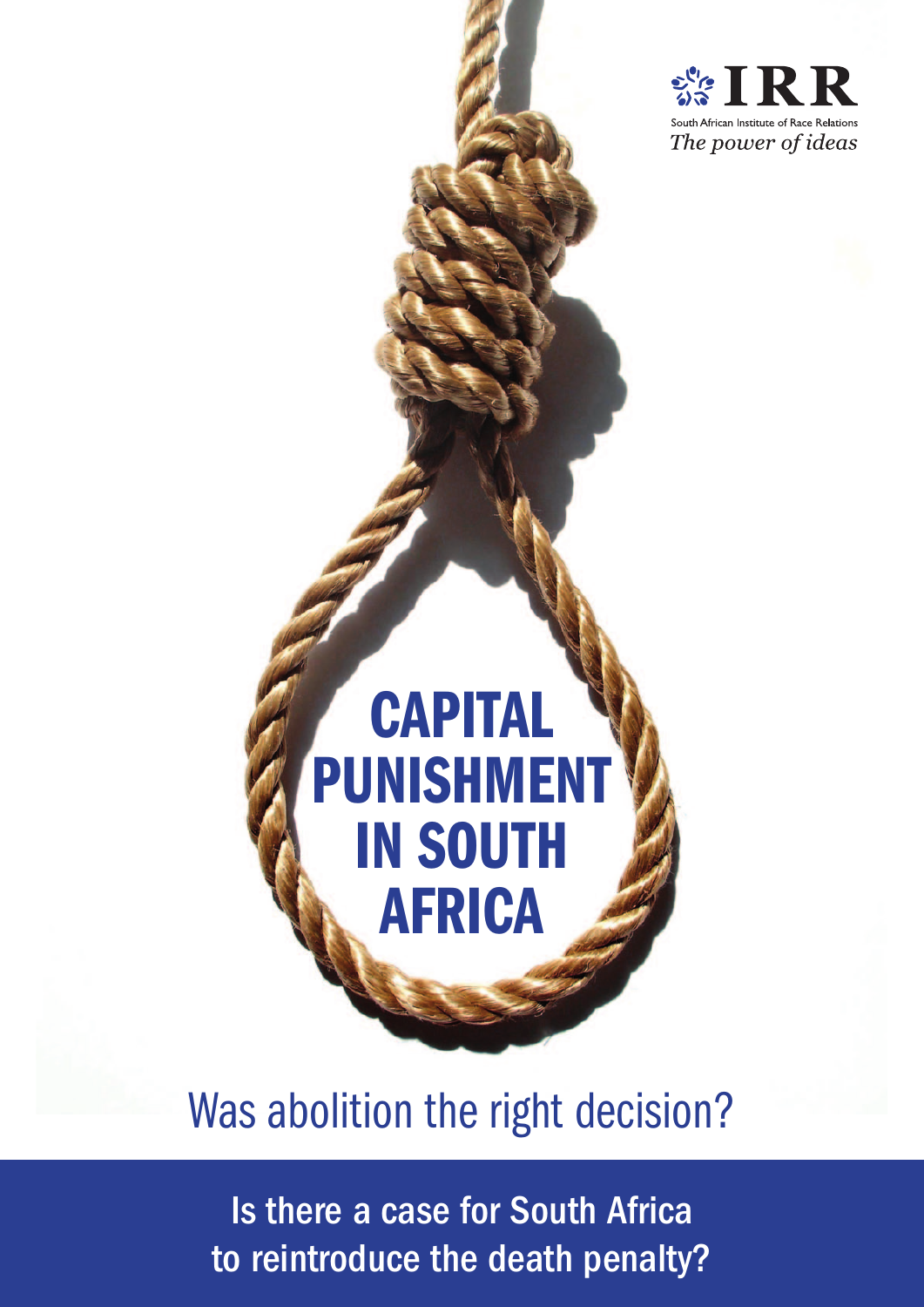IRR

South African Institute of Race Relations

*The power of ideas*

# CAPITAL PUNISHMENT IN SOUTH AFRICA

## Was abolition the right decision?

**Is there a case for South Africa to reintroduce the death penalty?**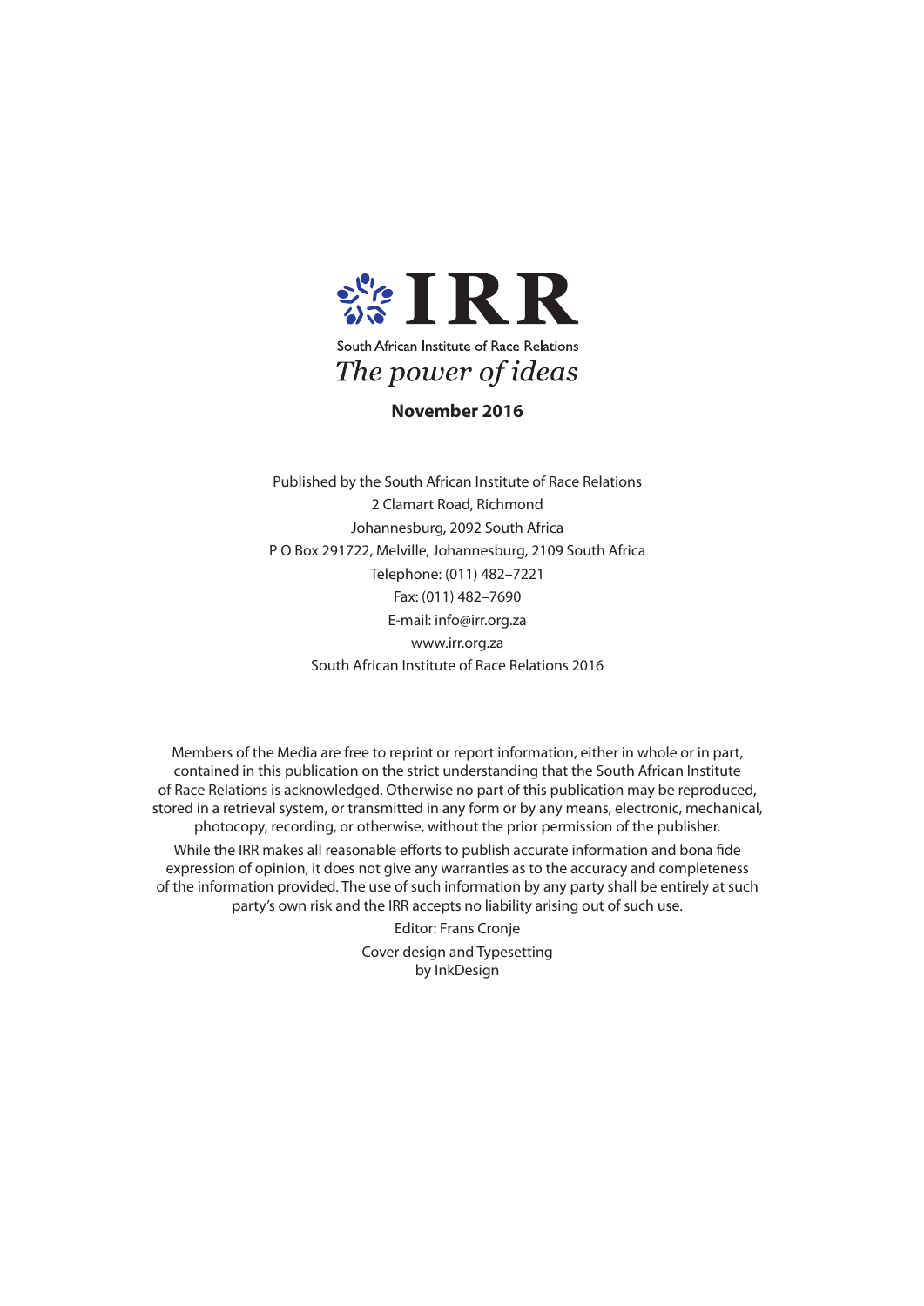IRR

South African Institute of Race Relations

*The power of ideas*

**November 2016**

Published by the South African Institute of Race Relations
2 Clamart Road, Richmond
Johannesburg, 2092 South Africa
P O Box 291722, Melville, Johannesburg, 2109 South Africa
Telephone: (011) 482–7221
Fax: (011) 482–7690
E-mail: info@irr.org.za
www.irr.org.za
South African Institute of Race Relations 2016

Members of the Media are free to reprint or report information, either in whole or in part, contained in this publication on the strict understanding that the South African Institute of Race Relations is acknowledged. Otherwise no part of this publication may be reproduced, stored in a retrieval system, or transmitted in any form or by any means, electronic, mechanical, photocopy, recording, or otherwise, without the prior permission of the publisher.

While the IRR makes all reasonable efforts to publish accurate information and bona fide expression of opinion, it does not give any warranties as to the accuracy and completeness of the information provided. The use of such information by any party shall be entirely at such party's own risk and the IRR accepts no liability arising out of such use.

Editor: Frans Cronje

Cover design and Typesetting
by InkDesign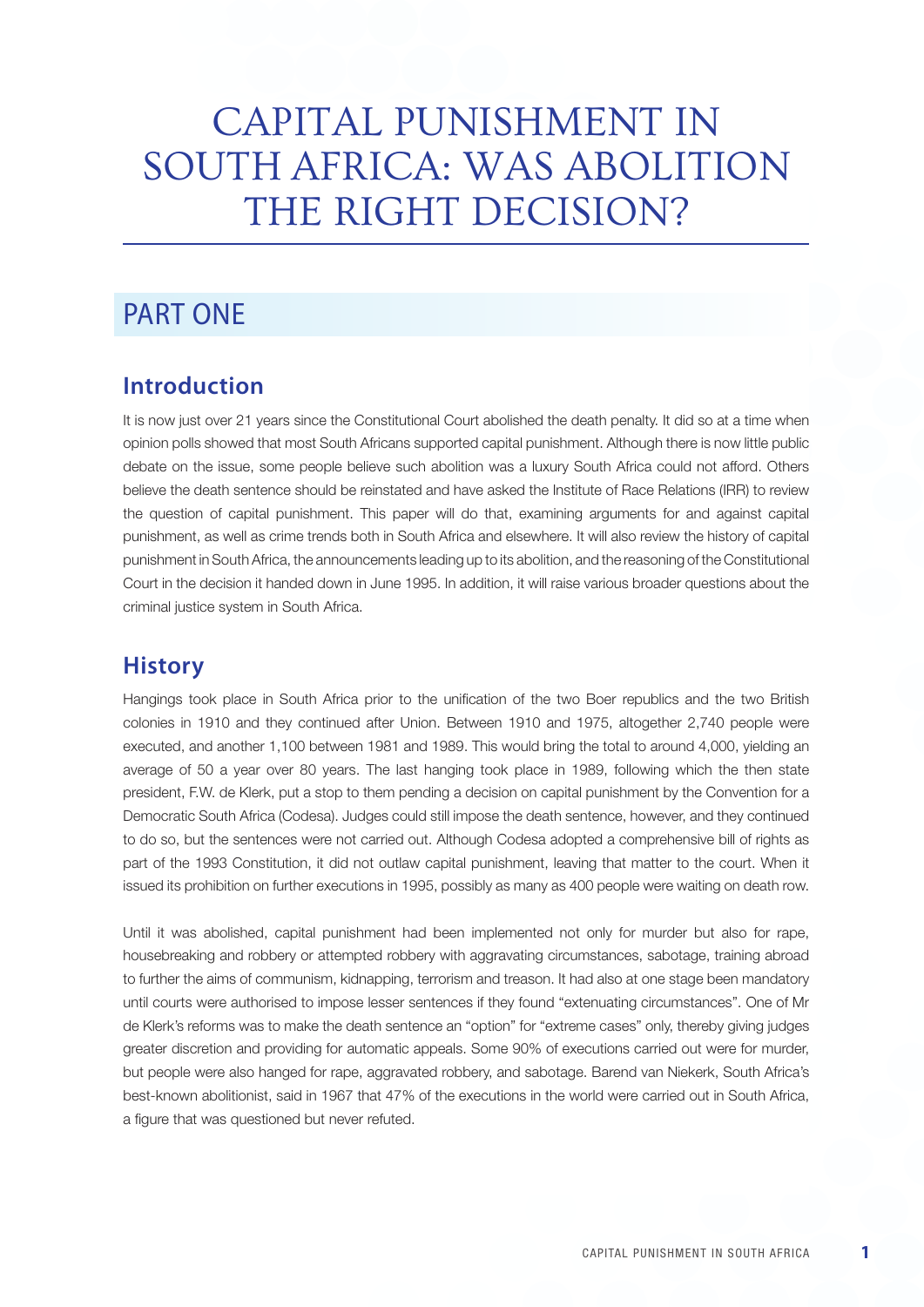# CAPITAL PUNISHMENT IN SOUTH AFRICA: WAS ABOLITION THE RIGHT DECISION?

## PART ONE

### Introduction

It is now just over 21 years since the Constitutional Court abolished the death penalty. It did so at a time when opinion polls showed that most South Africans supported capital punishment. Although there is now little public debate on the issue, some people believe such abolition was a luxury South Africa could not afford. Others believe the death sentence should be reinstated and have asked the Institute of Race Relations (IRR) to review the question of capital punishment. This paper will do that, examining arguments for and against capital punishment, as well as crime trends both in South Africa and elsewhere. It will also review the history of capital punishment in South Africa, the announcements leading up to its abolition, and the reasoning of the Constitutional Court in the decision it handed down in June 1995. In addition, it will raise various broader questions about the criminal justice system in South Africa.

### History

Hangings took place in South Africa prior to the unification of the two Boer republics and the two British colonies in 1910 and they continued after Union. Between 1910 and 1975, altogether 2,740 people were executed, and another 1,100 between 1981 and 1989. This would bring the total to around 4,000, yielding an average of 50 a year over 80 years. The last hanging took place in 1989, following which the then state president, F.W. de Klerk, put a stop to them pending a decision on capital punishment by the Convention for a Democratic South Africa (Codesa). Judges could still impose the death sentence, however, and they continued to do so, but the sentences were not carried out. Although Codesa adopted a comprehensive bill of rights as part of the 1993 Constitution, it did not outlaw capital punishment, leaving that matter to the court. When it issued its prohibition on further executions in 1995, possibly as many as 400 people were waiting on death row.

Until it was abolished, capital punishment had been implemented not only for murder but also for rape, housebreaking and robbery or attempted robbery with aggravating circumstances, sabotage, training abroad to further the aims of communism, kidnapping, terrorism and treason. It had also at one stage been mandatory until courts were authorised to impose lesser sentences if they found "extenuating circumstances". One of Mr de Klerk's reforms was to make the death sentence an "option" for "extreme cases" only, thereby giving judges greater discretion and providing for automatic appeals. Some 90% of executions carried out were for murder, but people were also hanged for rape, aggravated robbery, and sabotage. Barend van Niekerk, South Africa's best-known abolitionist, said in 1967 that 47% of the executions in the world were carried out in South Africa, a figure that was questioned but never refuted.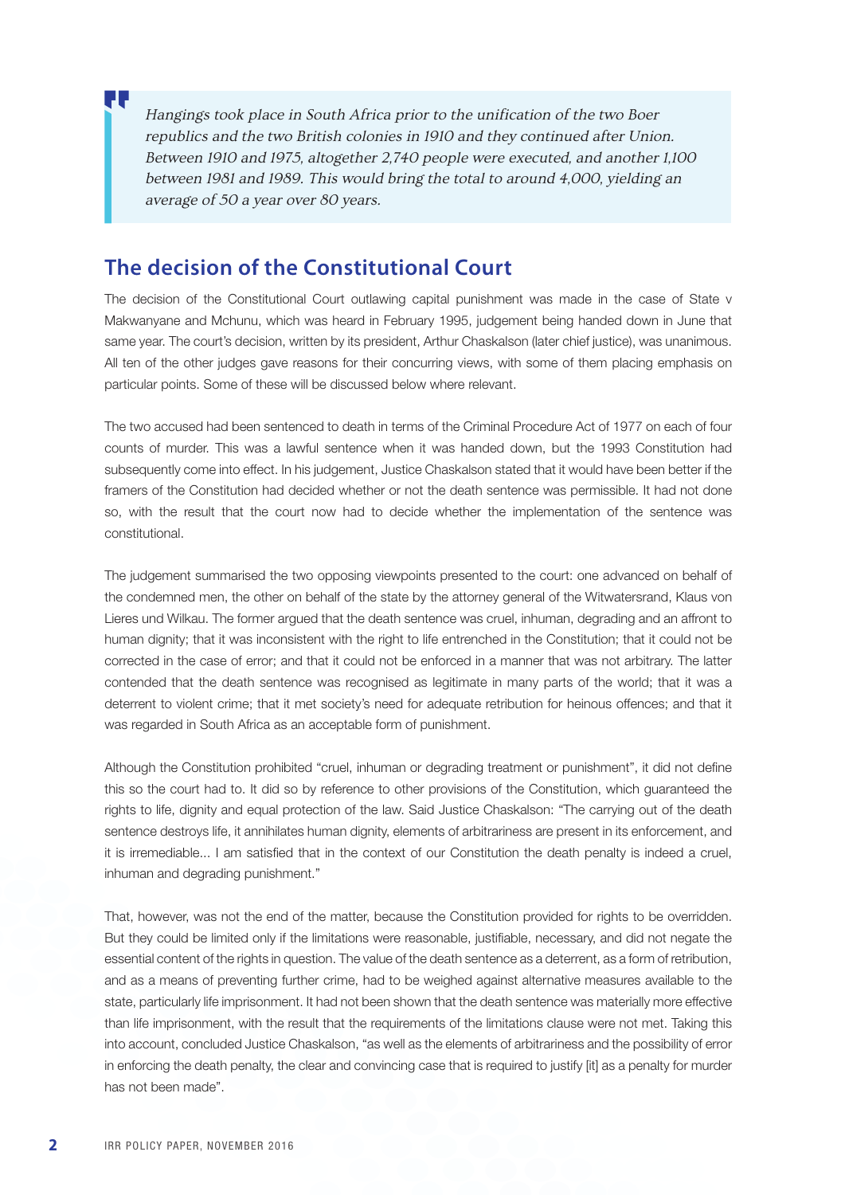> *Hangings took place in South Africa prior to the unification of the two Boer republics and the two British colonies in 1910 and they continued after Union. Between 1910 and 1975, altogether 2,740 people were executed, and another 1,100 between 1981 and 1989. This would bring the total to around 4,000, yielding an average of 50 a year over 80 years.*

## The decision of the Constitutional Court

The decision of the Constitutional Court outlawing capital punishment was made in the case of State v Makwanyane and Mchunu, which was heard in February 1995, judgement being handed down in June that same year. The court's decision, written by its president, Arthur Chaskalson (later chief justice), was unanimous. All ten of the other judges gave reasons for their concurring views, with some of them placing emphasis on particular points. Some of these will be discussed below where relevant.

The two accused had been sentenced to death in terms of the Criminal Procedure Act of 1977 on each of four counts of murder. This was a lawful sentence when it was handed down, but the 1993 Constitution had subsequently come into effect. In his judgement, Justice Chaskalson stated that it would have been better if the framers of the Constitution had decided whether or not the death sentence was permissible. It had not done so, with the result that the court now had to decide whether the implementation of the sentence was constitutional.

The judgement summarised the two opposing viewpoints presented to the court: one advanced on behalf of the condemned men, the other on behalf of the state by the attorney general of the Witwatersrand, Klaus von Lieres und Wilkau. The former argued that the death sentence was cruel, inhuman, degrading and an affront to human dignity; that it was inconsistent with the right to life entrenched in the Constitution; that it could not be corrected in the case of error; and that it could not be enforced in a manner that was not arbitrary. The latter contended that the death sentence was recognised as legitimate in many parts of the world; that it was a deterrent to violent crime; that it met society's need for adequate retribution for heinous offences; and that it was regarded in South Africa as an acceptable form of punishment.

Although the Constitution prohibited "cruel, inhuman or degrading treatment or punishment", it did not define this so the court had to. It did so by reference to other provisions of the Constitution, which guaranteed the rights to life, dignity and equal protection of the law. Said Justice Chaskalson: "The carrying out of the death sentence destroys life, it annihilates human dignity, elements of arbitrariness are present in its enforcement, and it is irremediable... I am satisfied that in the context of our Constitution the death penalty is indeed a cruel, inhuman and degrading punishment."

That, however, was not the end of the matter, because the Constitution provided for rights to be overridden. But they could be limited only if the limitations were reasonable, justifiable, necessary, and did not negate the essential content of the rights in question. The value of the death sentence as a deterrent, as a form of retribution, and as a means of preventing further crime, had to be weighed against alternative measures available to the state, particularly life imprisonment. It had not been shown that the death sentence was materially more effective than life imprisonment, with the result that the requirements of the limitations clause were not met. Taking this into account, concluded Justice Chaskalson, "as well as the elements of arbitrariness and the possibility of error in enforcing the death penalty, the clear and convincing case that is required to justify [it] as a penalty for murder has not been made".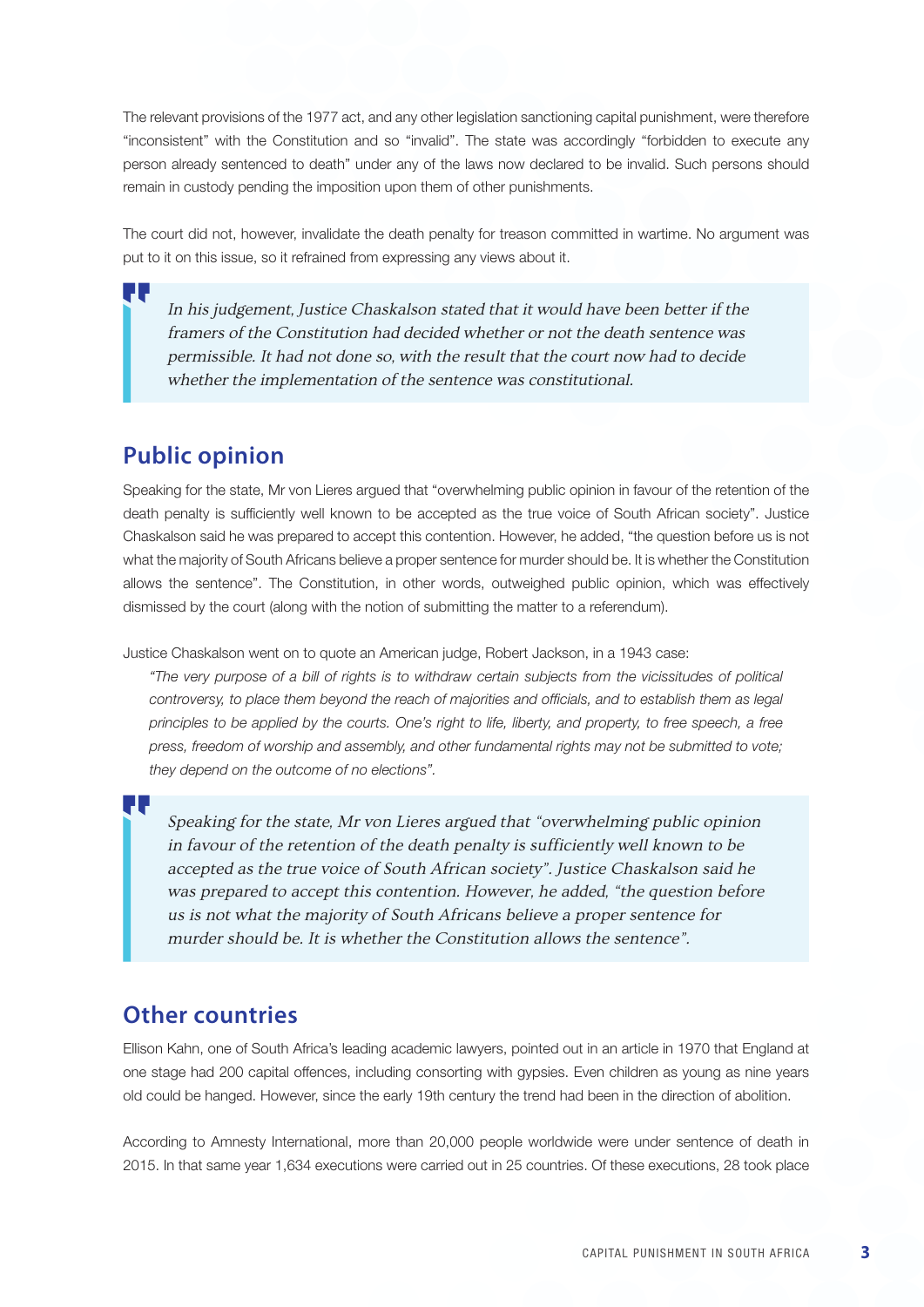The relevant provisions of the 1977 act, and any other legislation sanctioning capital punishment, were therefore "inconsistent" with the Constitution and so "invalid". The state was accordingly "forbidden to execute any person already sentenced to death" under any of the laws now declared to be invalid. Such persons should remain in custody pending the imposition upon them of other punishments.

The court did not, however, invalidate the death penalty for treason committed in wartime. No argument was put to it on this issue, so it refrained from expressing any views about it.

> *In his judgement, Justice Chaskalson stated that it would have been better if the framers of the Constitution had decided whether or not the death sentence was permissible. It had not done so, with the result that the court now had to decide whether the implementation of the sentence was constitutional.*

## Public opinion

Speaking for the state, Mr von Lieres argued that "overwhelming public opinion in favour of the retention of the death penalty is sufficiently well known to be accepted as the true voice of South African society". Justice Chaskalson said he was prepared to accept this contention. However, he added, "the question before us is not what the majority of South Africans believe a proper sentence for murder should be. It is whether the Constitution allows the sentence". The Constitution, in other words, outweighed public opinion, which was effectively dismissed by the court (along with the notion of submitting the matter to a referendum).

Justice Chaskalson went on to quote an American judge, Robert Jackson, in a 1943 case:

> *"The very purpose of a bill of rights is to withdraw certain subjects from the vicissitudes of political controversy, to place them beyond the reach of majorities and officials, and to establish them as legal principles to be applied by the courts. One's right to life, liberty, and property, to free speech, a free press, freedom of worship and assembly, and other fundamental rights may not be submitted to vote; they depend on the outcome of no elections".*

> *Speaking for the state, Mr von Lieres argued that "overwhelming public opinion in favour of the retention of the death penalty is sufficiently well known to be accepted as the true voice of South African society". Justice Chaskalson said he was prepared to accept this contention. However, he added, "the question before us is not what the majority of South Africans believe a proper sentence for murder should be. It is whether the Constitution allows the sentence".*

## Other countries

Ellison Kahn, one of South Africa's leading academic lawyers, pointed out in an article in 1970 that England at one stage had 200 capital offences, including consorting with gypsies. Even children as young as nine years old could be hanged. However, since the early 19th century the trend had been in the direction of abolition.

According to Amnesty International, more than 20,000 people worldwide were under sentence of death in 2015. In that same year 1,634 executions were carried out in 25 countries. Of these executions, 28 took place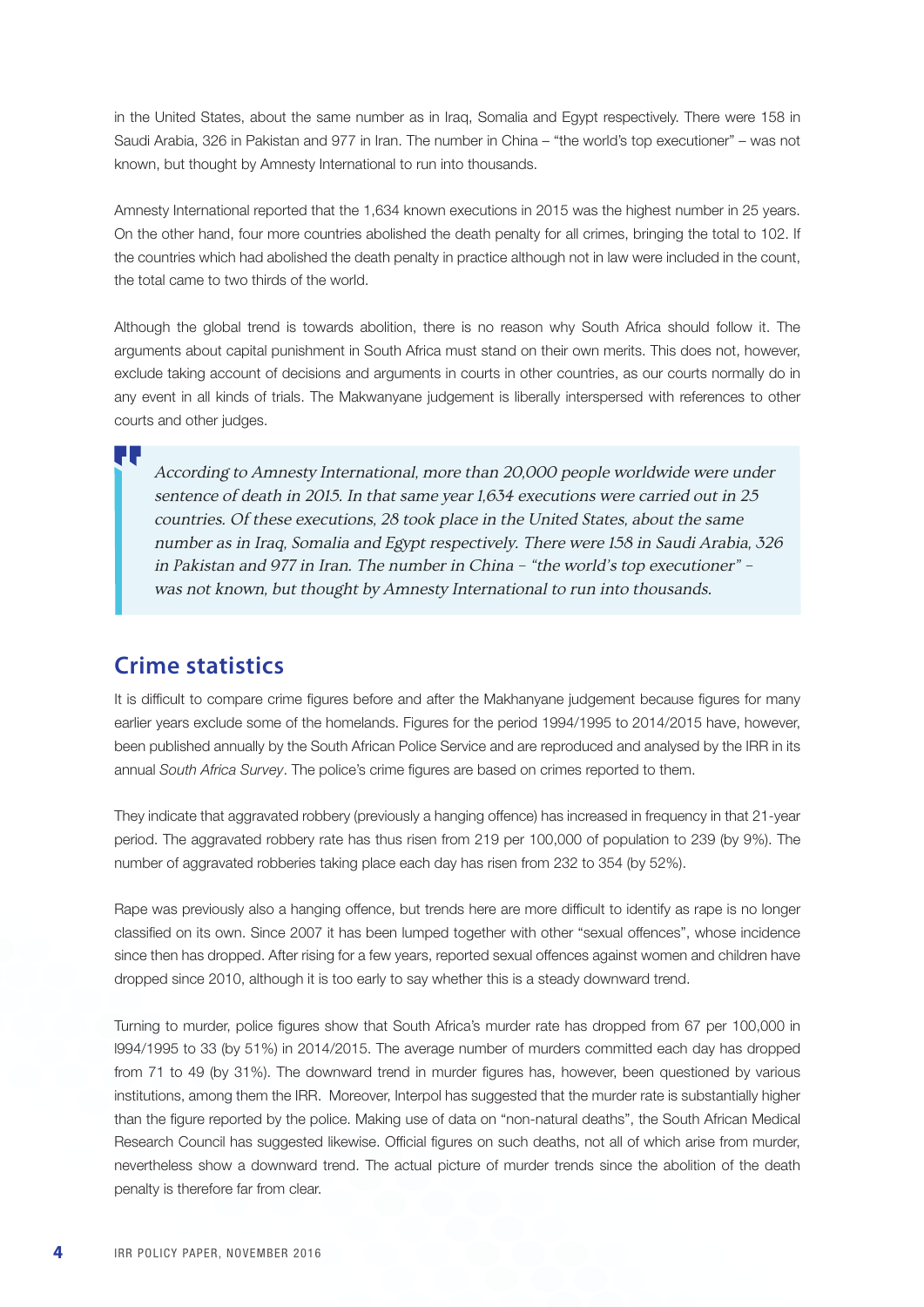in the United States, about the same number as in Iraq, Somalia and Egypt respectively. There were 158 in Saudi Arabia, 326 in Pakistan and 977 in Iran. The number in China – "the world's top executioner" – was not known, but thought by Amnesty International to run into thousands.

Amnesty International reported that the 1,634 known executions in 2015 was the highest number in 25 years. On the other hand, four more countries abolished the death penalty for all crimes, bringing the total to 102. If the countries which had abolished the death penalty in practice although not in law were included in the count, the total came to two thirds of the world.

Although the global trend is towards abolition, there is no reason why South Africa should follow it. The arguments about capital punishment in South Africa must stand on their own merits. This does not, however, exclude taking account of decisions and arguments in courts in other countries, as our courts normally do in any event in all kinds of trials. The Makwanyane judgement is liberally interspersed with references to other courts and other judges.

> *According to Amnesty International, more than 20,000 people worldwide were under sentence of death in 2015. In that same year 1,634 executions were carried out in 25 countries. Of these executions, 28 took place in the United States, about the same number as in Iraq, Somalia and Egypt respectively. There were 158 in Saudi Arabia, 326 in Pakistan and 977 in Iran. The number in China – "the world's top executioner" – was not known, but thought by Amnesty International to run into thousands.*

## Crime statistics

It is difficult to compare crime figures before and after the Makhanyane judgement because figures for many earlier years exclude some of the homelands. Figures for the period 1994/1995 to 2014/2015 have, however, been published annually by the South African Police Service and are reproduced and analysed by the IRR in its annual *South Africa Survey*. The police's crime figures are based on crimes reported to them.

They indicate that aggravated robbery (previously a hanging offence) has increased in frequency in that 21-year period. The aggravated robbery rate has thus risen from 219 per 100,000 of population to 239 (by 9%). The number of aggravated robberies taking place each day has risen from 232 to 354 (by 52%).

Rape was previously also a hanging offence, but trends here are more difficult to identify as rape is no longer classified on its own. Since 2007 it has been lumped together with other "sexual offences", whose incidence since then has dropped. After rising for a few years, reported sexual offences against women and children have dropped since 2010, although it is too early to say whether this is a steady downward trend.

Turning to murder, police figures show that South Africa's murder rate has dropped from 67 per 100,000 in l994/1995 to 33 (by 51%) in 2014/2015. The average number of murders committed each day has dropped from 71 to 49 (by 31%). The downward trend in murder figures has, however, been questioned by various institutions, among them the IRR. Moreover, Interpol has suggested that the murder rate is substantially higher than the figure reported by the police. Making use of data on "non-natural deaths", the South African Medical Research Council has suggested likewise. Official figures on such deaths, not all of which arise from murder, nevertheless show a downward trend. The actual picture of murder trends since the abolition of the death penalty is therefore far from clear.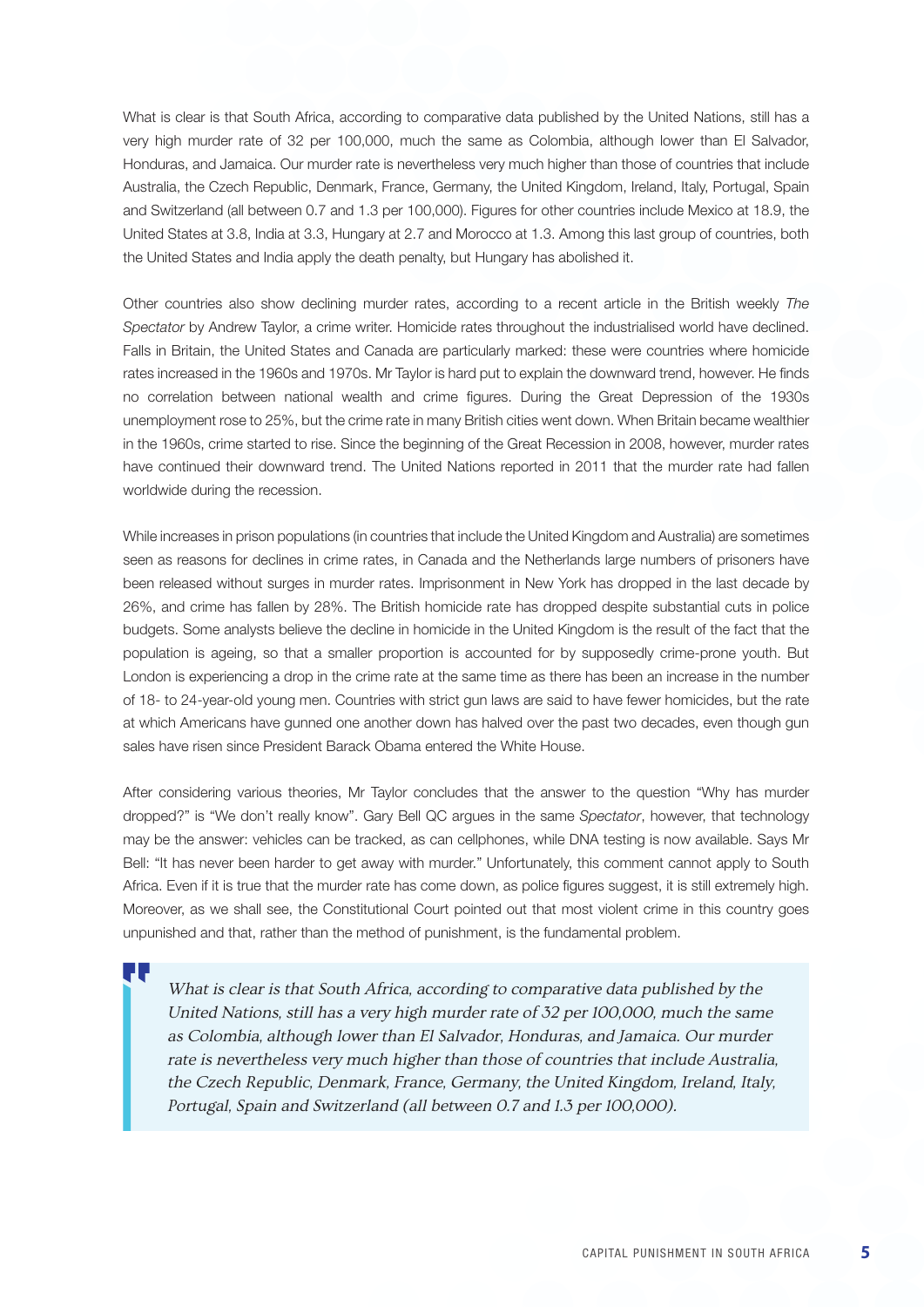What is clear is that South Africa, according to comparative data published by the United Nations, still has a very high murder rate of 32 per 100,000, much the same as Colombia, although lower than El Salvador, Honduras, and Jamaica. Our murder rate is nevertheless very much higher than those of countries that include Australia, the Czech Republic, Denmark, France, Germany, the United Kingdom, Ireland, Italy, Portugal, Spain and Switzerland (all between 0.7 and 1.3 per 100,000). Figures for other countries include Mexico at 18.9, the United States at 3.8, India at 3.3, Hungary at 2.7 and Morocco at 1.3. Among this last group of countries, both the United States and India apply the death penalty, but Hungary has abolished it.

Other countries also show declining murder rates, according to a recent article in the British weekly *The Spectator* by Andrew Taylor, a crime writer. Homicide rates throughout the industrialised world have declined. Falls in Britain, the United States and Canada are particularly marked: these were countries where homicide rates increased in the 1960s and 1970s. Mr Taylor is hard put to explain the downward trend, however. He finds no correlation between national wealth and crime figures. During the Great Depression of the 1930s unemployment rose to 25%, but the crime rate in many British cities went down. When Britain became wealthier in the 1960s, crime started to rise. Since the beginning of the Great Recession in 2008, however, murder rates have continued their downward trend. The United Nations reported in 2011 that the murder rate had fallen worldwide during the recession.

While increases in prison populations (in countries that include the United Kingdom and Australia) are sometimes seen as reasons for declines in crime rates, in Canada and the Netherlands large numbers of prisoners have been released without surges in murder rates. Imprisonment in New York has dropped in the last decade by 26%, and crime has fallen by 28%. The British homicide rate has dropped despite substantial cuts in police budgets. Some analysts believe the decline in homicide in the United Kingdom is the result of the fact that the population is ageing, so that a smaller proportion is accounted for by supposedly crime-prone youth. But London is experiencing a drop in the crime rate at the same time as there has been an increase in the number of 18- to 24-year-old young men. Countries with strict gun laws are said to have fewer homicides, but the rate at which Americans have gunned one another down has halved over the past two decades, even though gun sales have risen since President Barack Obama entered the White House.

After considering various theories, Mr Taylor concludes that the answer to the question "Why has murder dropped?" is "We don't really know". Gary Bell QC argues in the same *Spectator*, however, that technology may be the answer: vehicles can be tracked, as can cellphones, while DNA testing is now available. Says Mr Bell: "It has never been harder to get away with murder." Unfortunately, this comment cannot apply to South Africa. Even if it is true that the murder rate has come down, as police figures suggest, it is still extremely high. Moreover, as we shall see, the Constitutional Court pointed out that most violent crime in this country goes unpunished and that, rather than the method of punishment, is the fundamental problem.

> *What is clear is that South Africa, according to comparative data published by the United Nations, still has a very high murder rate of 32 per 100,000, much the same as Colombia, although lower than El Salvador, Honduras, and Jamaica. Our murder rate is nevertheless very much higher than those of countries that include Australia, the Czech Republic, Denmark, France, Germany, the United Kingdom, Ireland, Italy, Portugal, Spain and Switzerland (all between 0.7 and 1.3 per 100,000).*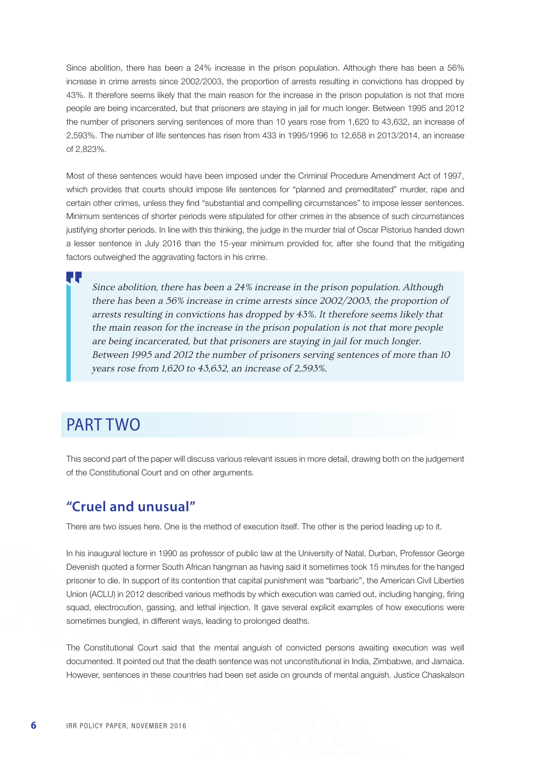Since abolition, there has been a 24% increase in the prison population. Although there has been a 56% increase in crime arrests since 2002/2003, the proportion of arrests resulting in convictions has dropped by 43%. It therefore seems likely that the main reason for the increase in the prison population is not that more people are being incarcerated, but that prisoners are staying in jail for much longer. Between 1995 and 2012 the number of prisoners serving sentences of more than 10 years rose from 1,620 to 43,632, an increase of 2,593%. The number of life sentences has risen from 433 in 1995/1996 to 12,658 in 2013/2014, an increase of 2,823%.

Most of these sentences would have been imposed under the Criminal Procedure Amendment Act of 1997, which provides that courts should impose life sentences for "planned and premeditated" murder, rape and certain other crimes, unless they find "substantial and compelling circumstances" to impose lesser sentences. Minimum sentences of shorter periods were stipulated for other crimes in the absence of such circumstances justifying shorter periods. In line with this thinking, the judge in the murder trial of Oscar Pistorius handed down a lesser sentence in July 2016 than the 15-year minimum provided for, after she found that the mitigating factors outweighed the aggravating factors in his crime.

> *Since abolition, there has been a 24% increase in the prison population. Although there has been a 56% increase in crime arrests since 2002/2003, the proportion of arrests resulting in convictions has dropped by 43%. It therefore seems likely that the main reason for the increase in the prison population is not that more people are being incarcerated, but that prisoners are staying in jail for much longer. Between 1995 and 2012 the number of prisoners serving sentences of more than 10 years rose from 1,620 to 43,632, an increase of 2,593%.*

# PART TWO

This second part of the paper will discuss various relevant issues in more detail, drawing both on the judgement of the Constitutional Court and on other arguments.

## "Cruel and unusual"

There are two issues here. One is the method of execution itself. The other is the period leading up to it.

In his inaugural lecture in 1990 as professor of public law at the University of Natal, Durban, Professor George Devenish quoted a former South African hangman as having said it sometimes took 15 minutes for the hanged prisoner to die. In support of its contention that capital punishment was "barbaric", the American Civil Liberties Union (ACLU) in 2012 described various methods by which execution was carried out, including hanging, firing squad, electrocution, gassing, and lethal injection. It gave several explicit examples of how executions were sometimes bungled, in different ways, leading to prolonged deaths.

The Constitutional Court said that the mental anguish of convicted persons awaiting execution was well documented. It pointed out that the death sentence was not unconstitutional in India, Zimbabwe, and Jamaica. However, sentences in these countries had been set aside on grounds of mental anguish. Justice Chaskalson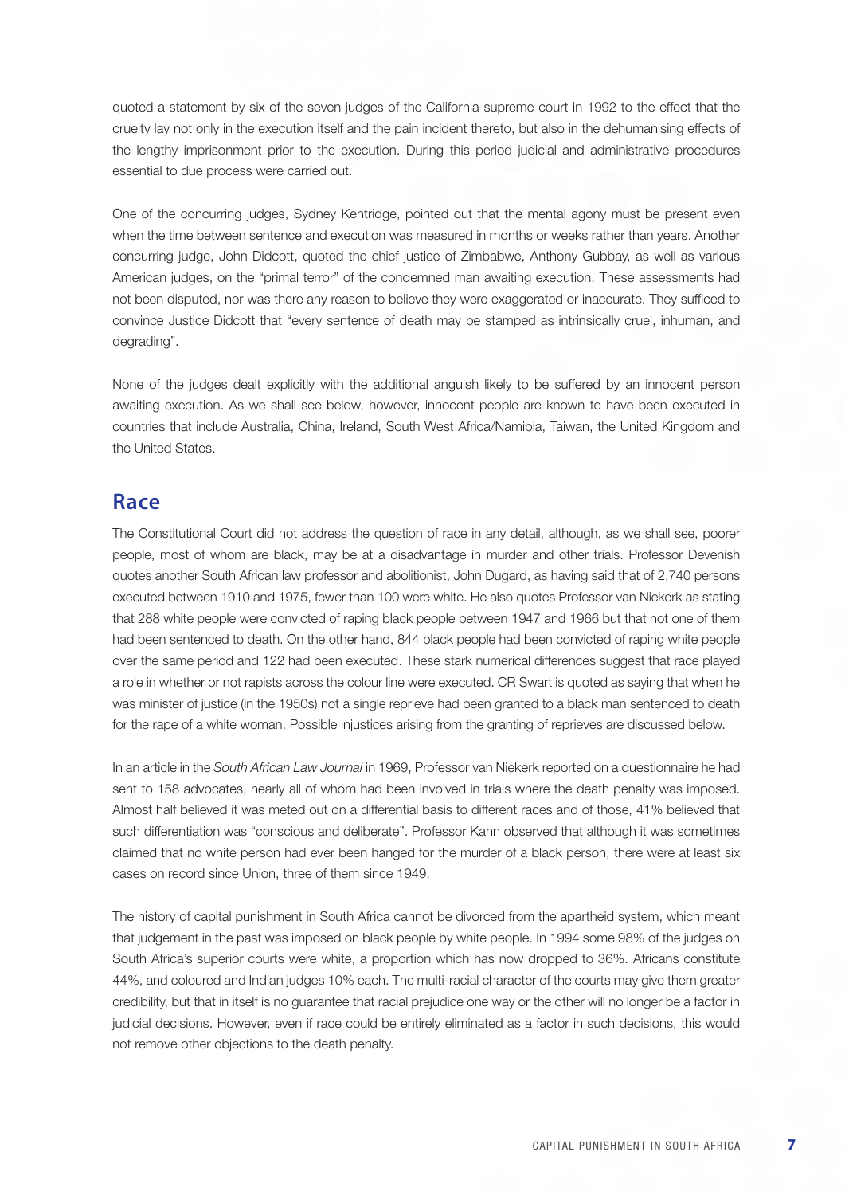quoted a statement by six of the seven judges of the California supreme court in 1992 to the effect that the cruelty lay not only in the execution itself and the pain incident thereto, but also in the dehumanising effects of the lengthy imprisonment prior to the execution. During this period judicial and administrative procedures essential to due process were carried out.

One of the concurring judges, Sydney Kentridge, pointed out that the mental agony must be present even when the time between sentence and execution was measured in months or weeks rather than years. Another concurring judge, John Didcott, quoted the chief justice of Zimbabwe, Anthony Gubbay, as well as various American judges, on the "primal terror" of the condemned man awaiting execution. These assessments had not been disputed, nor was there any reason to believe they were exaggerated or inaccurate. They sufficed to convince Justice Didcott that "every sentence of death may be stamped as intrinsically cruel, inhuman, and degrading".

None of the judges dealt explicitly with the additional anguish likely to be suffered by an innocent person awaiting execution. As we shall see below, however, innocent people are known to have been executed in countries that include Australia, China, Ireland, South West Africa/Namibia, Taiwan, the United Kingdom and the United States.

## Race

The Constitutional Court did not address the question of race in any detail, although, as we shall see, poorer people, most of whom are black, may be at a disadvantage in murder and other trials. Professor Devenish quotes another South African law professor and abolitionist, John Dugard, as having said that of 2,740 persons executed between 1910 and 1975, fewer than 100 were white. He also quotes Professor van Niekerk as stating that 288 white people were convicted of raping black people between 1947 and 1966 but that not one of them had been sentenced to death. On the other hand, 844 black people had been convicted of raping white people over the same period and 122 had been executed. These stark numerical differences suggest that race played a role in whether or not rapists across the colour line were executed. CR Swart is quoted as saying that when he was minister of justice (in the 1950s) not a single reprieve had been granted to a black man sentenced to death for the rape of a white woman. Possible injustices arising from the granting of reprieves are discussed below.

In an article in the *South African Law Journal* in 1969, Professor van Niekerk reported on a questionnaire he had sent to 158 advocates, nearly all of whom had been involved in trials where the death penalty was imposed. Almost half believed it was meted out on a differential basis to different races and of those, 41% believed that such differentiation was "conscious and deliberate". Professor Kahn observed that although it was sometimes claimed that no white person had ever been hanged for the murder of a black person, there were at least six cases on record since Union, three of them since 1949.

The history of capital punishment in South Africa cannot be divorced from the apartheid system, which meant that judgement in the past was imposed on black people by white people. In 1994 some 98% of the judges on South Africa's superior courts were white, a proportion which has now dropped to 36%. Africans constitute 44%, and coloured and Indian judges 10% each. The multi-racial character of the courts may give them greater credibility, but that in itself is no guarantee that racial prejudice one way or the other will no longer be a factor in judicial decisions. However, even if race could be entirely eliminated as a factor in such decisions, this would not remove other objections to the death penalty.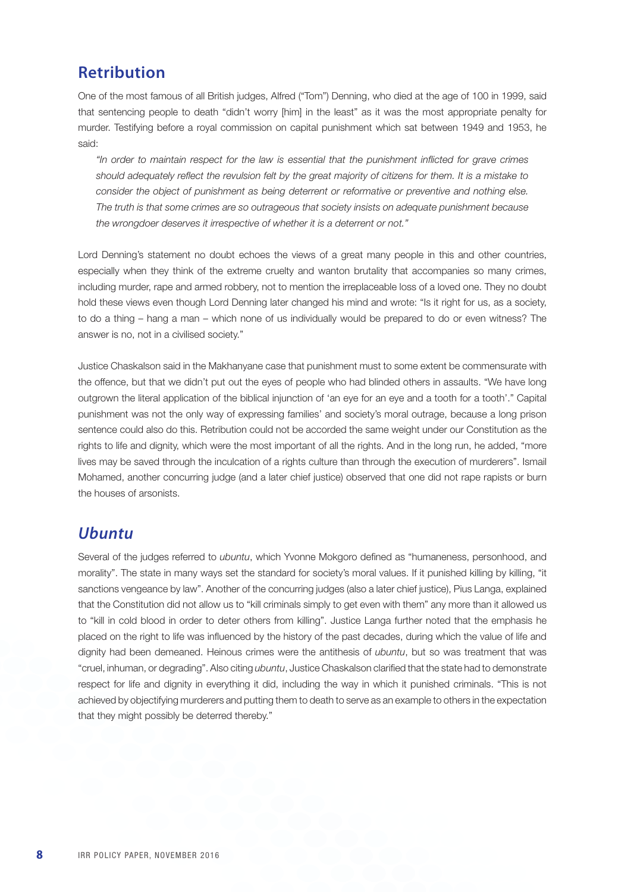## Retribution

One of the most famous of all British judges, Alfred ("Tom") Denning, who died at the age of 100 in 1999, said that sentencing people to death "didn't worry [him] in the least" as it was the most appropriate penalty for murder. Testifying before a royal commission on capital punishment which sat between 1949 and 1953, he said:

> *"In order to maintain respect for the law is essential that the punishment inflicted for grave crimes should adequately reflect the revulsion felt by the great majority of citizens for them. It is a mistake to consider the object of punishment as being deterrent or reformative or preventive and nothing else. The truth is that some crimes are so outrageous that society insists on adequate punishment because the wrongdoer deserves it irrespective of whether it is a deterrent or not."*

Lord Denning's statement no doubt echoes the views of a great many people in this and other countries, especially when they think of the extreme cruelty and wanton brutality that accompanies so many crimes, including murder, rape and armed robbery, not to mention the irreplaceable loss of a loved one. They no doubt hold these views even though Lord Denning later changed his mind and wrote: "Is it right for us, as a society, to do a thing – hang a man – which none of us individually would be prepared to do or even witness? The answer is no, not in a civilised society."

Justice Chaskalson said in the Makhanyane case that punishment must to some extent be commensurate with the offence, but that we didn't put out the eyes of people who had blinded others in assaults. "We have long outgrown the literal application of the biblical injunction of 'an eye for an eye and a tooth for a tooth'." Capital punishment was not the only way of expressing families' and society's moral outrage, because a long prison sentence could also do this. Retribution could not be accorded the same weight under our Constitution as the rights to life and dignity, which were the most important of all the rights. And in the long run, he added, "more lives may be saved through the inculcation of a rights culture than through the execution of murderers". Ismail Mohamed, another concurring judge (and a later chief justice) observed that one did not rape rapists or burn the houses of arsonists.

## *Ubuntu*

Several of the judges referred to *ubuntu*, which Yvonne Mokgoro defined as "humaneness, personhood, and morality". The state in many ways set the standard for society's moral values. If it punished killing by killing, "it sanctions vengeance by law". Another of the concurring judges (also a later chief justice), Pius Langa, explained that the Constitution did not allow us to "kill criminals simply to get even with them" any more than it allowed us to "kill in cold blood in order to deter others from killing". Justice Langa further noted that the emphasis he placed on the right to life was influenced by the history of the past decades, during which the value of life and dignity had been demeaned. Heinous crimes were the antithesis of *ubuntu*, but so was treatment that was "cruel, inhuman, or degrading". Also citing *ubuntu*, Justice Chaskalson clarified that the state had to demonstrate respect for life and dignity in everything it did, including the way in which it punished criminals. "This is not achieved by objectifying murderers and putting them to death to serve as an example to others in the expectation that they might possibly be deterred thereby."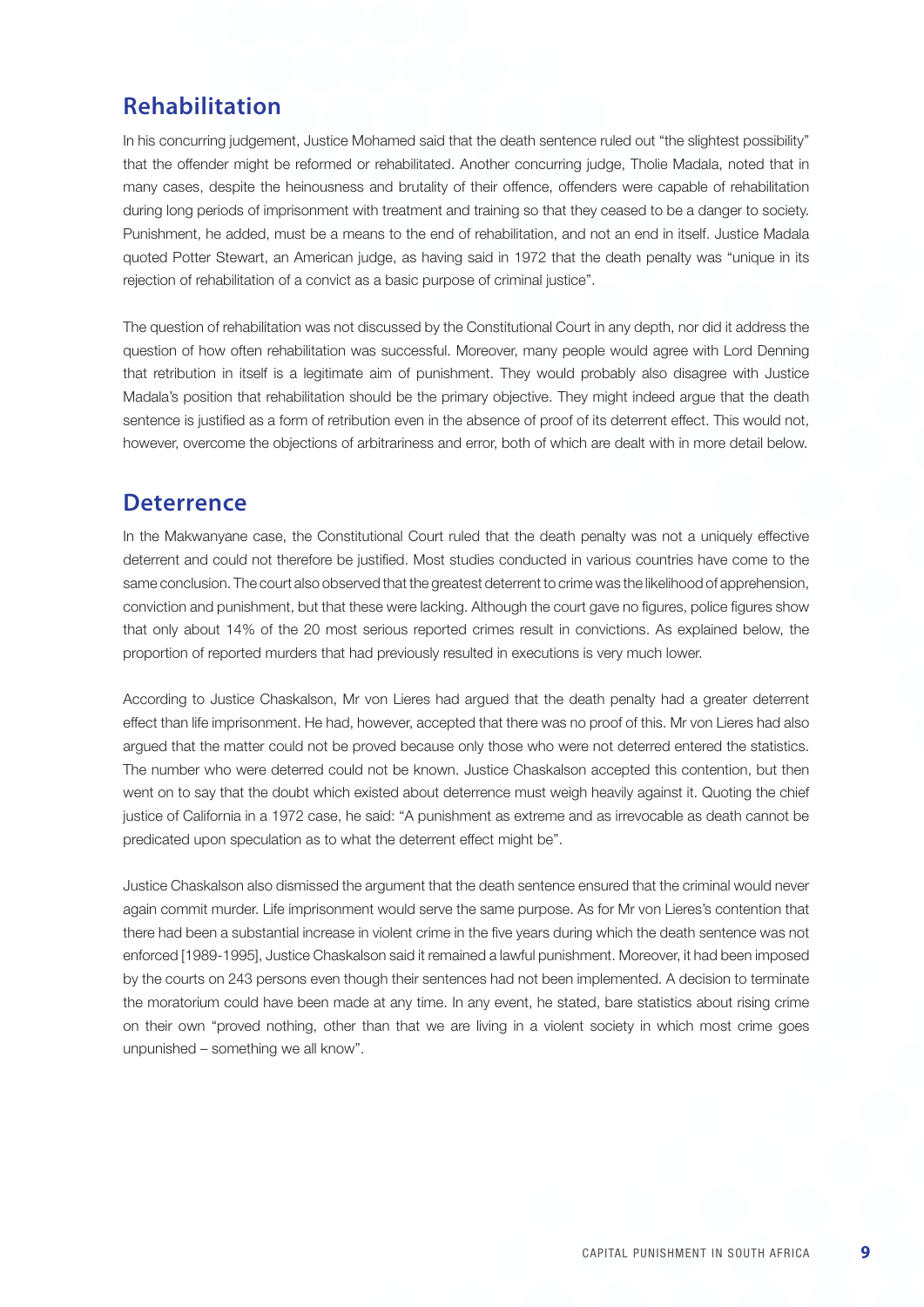## Rehabilitation

In his concurring judgement, Justice Mohamed said that the death sentence ruled out "the slightest possibility" that the offender might be reformed or rehabilitated. Another concurring judge, Tholie Madala, noted that in many cases, despite the heinousness and brutality of their offence, offenders were capable of rehabilitation during long periods of imprisonment with treatment and training so that they ceased to be a danger to society. Punishment, he added, must be a means to the end of rehabilitation, and not an end in itself. Justice Madala quoted Potter Stewart, an American judge, as having said in 1972 that the death penalty was "unique in its rejection of rehabilitation of a convict as a basic purpose of criminal justice".

The question of rehabilitation was not discussed by the Constitutional Court in any depth, nor did it address the question of how often rehabilitation was successful. Moreover, many people would agree with Lord Denning that retribution in itself is a legitimate aim of punishment. They would probably also disagree with Justice Madala's position that rehabilitation should be the primary objective. They might indeed argue that the death sentence is justified as a form of retribution even in the absence of proof of its deterrent effect. This would not, however, overcome the objections of arbitrariness and error, both of which are dealt with in more detail below.

## Deterrence

In the Makwanyane case, the Constitutional Court ruled that the death penalty was not a uniquely effective deterrent and could not therefore be justified. Most studies conducted in various countries have come to the same conclusion. The court also observed that the greatest deterrent to crime was the likelihood of apprehension, conviction and punishment, but that these were lacking. Although the court gave no figures, police figures show that only about 14% of the 20 most serious reported crimes result in convictions. As explained below, the proportion of reported murders that had previously resulted in executions is very much lower.

According to Justice Chaskalson, Mr von Lieres had argued that the death penalty had a greater deterrent effect than life imprisonment. He had, however, accepted that there was no proof of this. Mr von Lieres had also argued that the matter could not be proved because only those who were not deterred entered the statistics. The number who were deterred could not be known. Justice Chaskalson accepted this contention, but then went on to say that the doubt which existed about deterrence must weigh heavily against it. Quoting the chief justice of California in a 1972 case, he said: "A punishment as extreme and as irrevocable as death cannot be predicated upon speculation as to what the deterrent effect might be".

Justice Chaskalson also dismissed the argument that the death sentence ensured that the criminal would never again commit murder. Life imprisonment would serve the same purpose. As for Mr von Lieres's contention that there had been a substantial increase in violent crime in the five years during which the death sentence was not enforced [1989-1995], Justice Chaskalson said it remained a lawful punishment. Moreover, it had been imposed by the courts on 243 persons even though their sentences had not been implemented. A decision to terminate the moratorium could have been made at any time. In any event, he stated, bare statistics about rising crime on their own "proved nothing, other than that we are living in a violent society in which most crime goes unpunished – something we all know".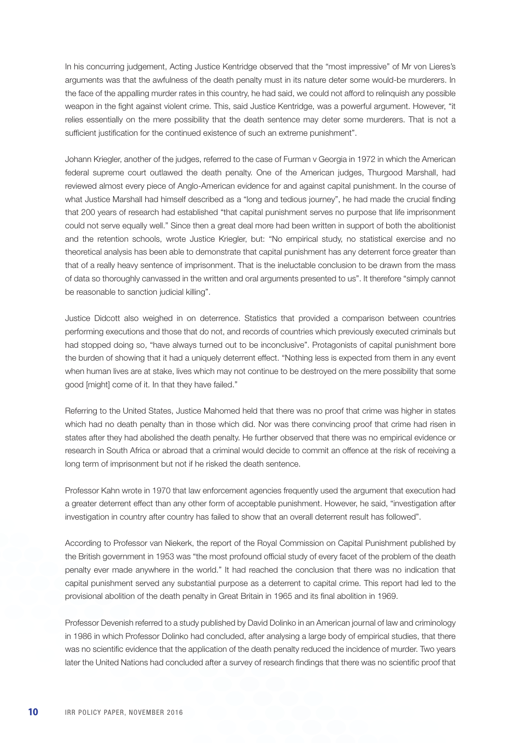In his concurring judgement, Acting Justice Kentridge observed that the "most impressive" of Mr von Lieres's arguments was that the awfulness of the death penalty must in its nature deter some would-be murderers. In the face of the appalling murder rates in this country, he had said, we could not afford to relinquish any possible weapon in the fight against violent crime. This, said Justice Kentridge, was a powerful argument. However, "it relies essentially on the mere possibility that the death sentence may deter some murderers. That is not a sufficient justification for the continued existence of such an extreme punishment".

Johann Kriegler, another of the judges, referred to the case of Furman v Georgia in 1972 in which the American federal supreme court outlawed the death penalty. One of the American judges, Thurgood Marshall, had reviewed almost every piece of Anglo-American evidence for and against capital punishment. In the course of what Justice Marshall had himself described as a "long and tedious journey", he had made the crucial finding that 200 years of research had established "that capital punishment serves no purpose that life imprisonment could not serve equally well." Since then a great deal more had been written in support of both the abolitionist and the retention schools, wrote Justice Kriegler, but: "No empirical study, no statistical exercise and no theoretical analysis has been able to demonstrate that capital punishment has any deterrent force greater than that of a really heavy sentence of imprisonment. That is the ineluctable conclusion to be drawn from the mass of data so thoroughly canvassed in the written and oral arguments presented to us". It therefore "simply cannot be reasonable to sanction judicial killing".

Justice Didcott also weighed in on deterrence. Statistics that provided a comparison between countries performing executions and those that do not, and records of countries which previously executed criminals but had stopped doing so, "have always turned out to be inconclusive". Protagonists of capital punishment bore the burden of showing that it had a uniquely deterrent effect. "Nothing less is expected from them in any event when human lives are at stake, lives which may not continue to be destroyed on the mere possibility that some good [might] come of it. In that they have failed."

Referring to the United States, Justice Mahomed held that there was no proof that crime was higher in states which had no death penalty than in those which did. Nor was there convincing proof that crime had risen in states after they had abolished the death penalty. He further observed that there was no empirical evidence or research in South Africa or abroad that a criminal would decide to commit an offence at the risk of receiving a long term of imprisonment but not if he risked the death sentence.

Professor Kahn wrote in 1970 that law enforcement agencies frequently used the argument that execution had a greater deterrent effect than any other form of acceptable punishment. However, he said, "investigation after investigation in country after country has failed to show that an overall deterrent result has followed".

According to Professor van Niekerk, the report of the Royal Commission on Capital Punishment published by the British government in 1953 was "the most profound official study of every facet of the problem of the death penalty ever made anywhere in the world." It had reached the conclusion that there was no indication that capital punishment served any substantial purpose as a deterrent to capital crime. This report had led to the provisional abolition of the death penalty in Great Britain in 1965 and its final abolition in 1969.

Professor Devenish referred to a study published by David Dolinko in an American journal of law and criminology in 1986 in which Professor Dolinko had concluded, after analysing a large body of empirical studies, that there was no scientific evidence that the application of the death penalty reduced the incidence of murder. Two years later the United Nations had concluded after a survey of research findings that there was no scientific proof that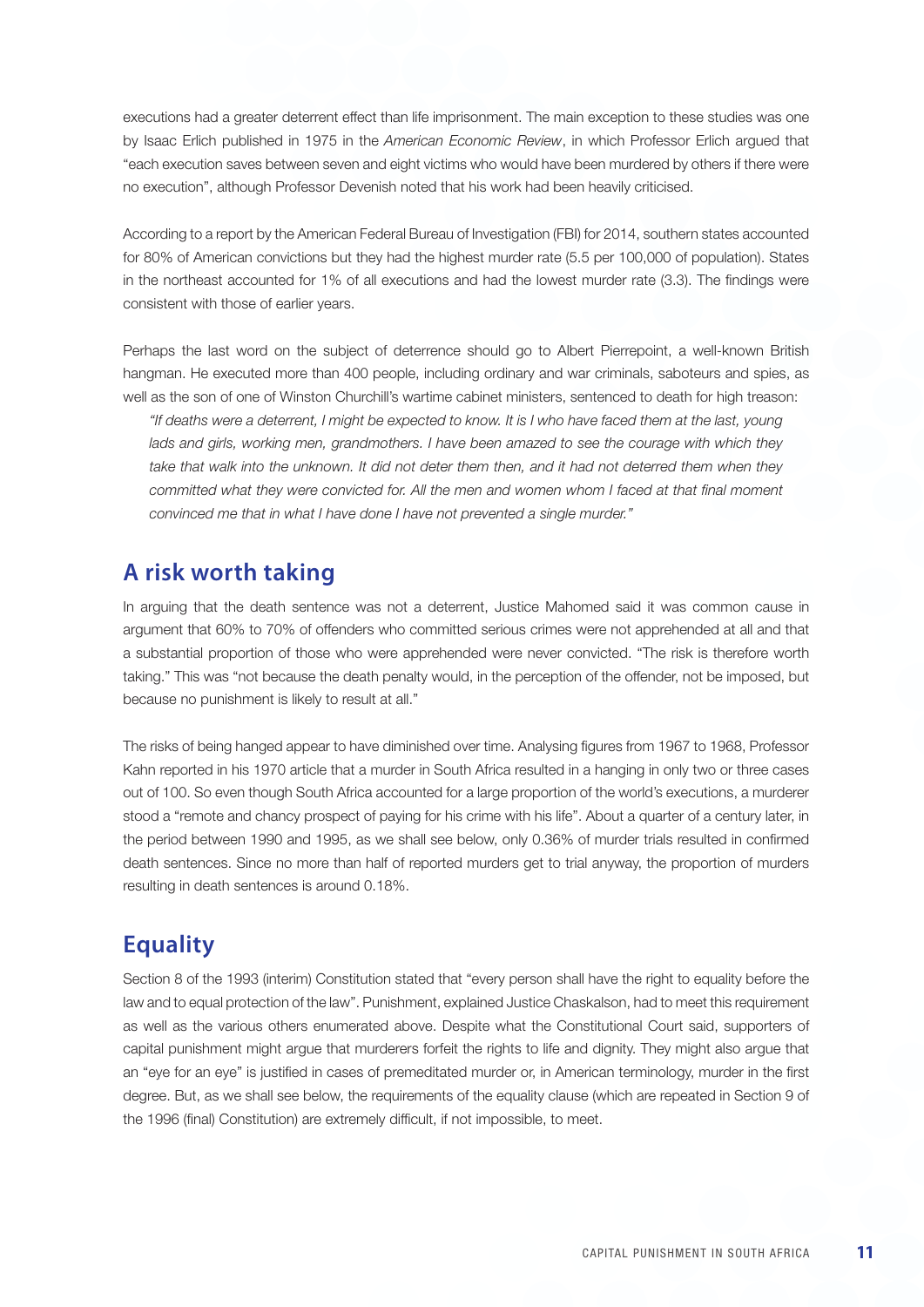executions had a greater deterrent effect than life imprisonment. The main exception to these studies was one by Isaac Erlich published in 1975 in the *American Economic Review*, in which Professor Erlich argued that "each execution saves between seven and eight victims who would have been murdered by others if there were no execution", although Professor Devenish noted that his work had been heavily criticised.

According to a report by the American Federal Bureau of Investigation (FBI) for 2014, southern states accounted for 80% of American convictions but they had the highest murder rate (5.5 per 100,000 of population). States in the northeast accounted for 1% of all executions and had the lowest murder rate (3.3). The findings were consistent with those of earlier years.

Perhaps the last word on the subject of deterrence should go to Albert Pierrepoint, a well-known British hangman. He executed more than 400 people, including ordinary and war criminals, saboteurs and spies, as well as the son of one of Winston Churchill's wartime cabinet ministers, sentenced to death for high treason:

> *"If deaths were a deterrent, I might be expected to know. It is I who have faced them at the last, young lads and girls, working men, grandmothers. I have been amazed to see the courage with which they take that walk into the unknown. It did not deter them then, and it had not deterred them when they committed what they were convicted for. All the men and women whom I faced at that final moment convinced me that in what I have done I have not prevented a single murder."*

## A risk worth taking

In arguing that the death sentence was not a deterrent, Justice Mahomed said it was common cause in argument that 60% to 70% of offenders who committed serious crimes were not apprehended at all and that a substantial proportion of those who were apprehended were never convicted. "The risk is therefore worth taking." This was "not because the death penalty would, in the perception of the offender, not be imposed, but because no punishment is likely to result at all."

The risks of being hanged appear to have diminished over time. Analysing figures from 1967 to 1968, Professor Kahn reported in his 1970 article that a murder in South Africa resulted in a hanging in only two or three cases out of 100. So even though South Africa accounted for a large proportion of the world's executions, a murderer stood a "remote and chancy prospect of paying for his crime with his life". About a quarter of a century later, in the period between 1990 and 1995, as we shall see below, only 0.36% of murder trials resulted in confirmed death sentences. Since no more than half of reported murders get to trial anyway, the proportion of murders resulting in death sentences is around 0.18%.

## Equality

Section 8 of the 1993 (interim) Constitution stated that "every person shall have the right to equality before the law and to equal protection of the law". Punishment, explained Justice Chaskalson, had to meet this requirement as well as the various others enumerated above. Despite what the Constitutional Court said, supporters of capital punishment might argue that murderers forfeit the rights to life and dignity. They might also argue that an "eye for an eye" is justified in cases of premeditated murder or, in American terminology, murder in the first degree. But, as we shall see below, the requirements of the equality clause (which are repeated in Section 9 of the 1996 (final) Constitution) are extremely difficult, if not impossible, to meet.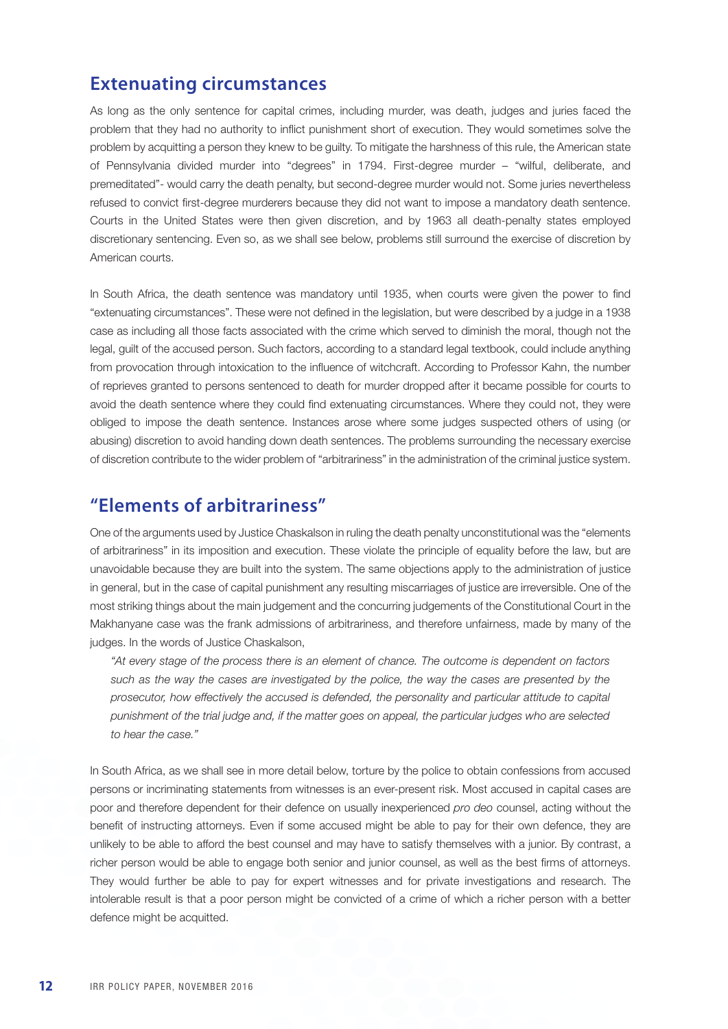## Extenuating circumstances

As long as the only sentence for capital crimes, including murder, was death, judges and juries faced the problem that they had no authority to inflict punishment short of execution. They would sometimes solve the problem by acquitting a person they knew to be guilty. To mitigate the harshness of this rule, the American state of Pennsylvania divided murder into "degrees" in 1794. First-degree murder – "wilful, deliberate, and premeditated"- would carry the death penalty, but second-degree murder would not. Some juries nevertheless refused to convict first-degree murderers because they did not want to impose a mandatory death sentence. Courts in the United States were then given discretion, and by 1963 all death-penalty states employed discretionary sentencing. Even so, as we shall see below, problems still surround the exercise of discretion by American courts.

In South Africa, the death sentence was mandatory until 1935, when courts were given the power to find "extenuating circumstances". These were not defined in the legislation, but were described by a judge in a 1938 case as including all those facts associated with the crime which served to diminish the moral, though not the legal, guilt of the accused person. Such factors, according to a standard legal textbook, could include anything from provocation through intoxication to the influence of witchcraft. According to Professor Kahn, the number of reprieves granted to persons sentenced to death for murder dropped after it became possible for courts to avoid the death sentence where they could find extenuating circumstances. Where they could not, they were obliged to impose the death sentence. Instances arose where some judges suspected others of using (or abusing) discretion to avoid handing down death sentences. The problems surrounding the necessary exercise of discretion contribute to the wider problem of "arbitrariness" in the administration of the criminal justice system.

## "Elements of arbitrariness"

One of the arguments used by Justice Chaskalson in ruling the death penalty unconstitutional was the "elements of arbitrariness" in its imposition and execution. These violate the principle of equality before the law, but are unavoidable because they are built into the system. The same objections apply to the administration of justice in general, but in the case of capital punishment any resulting miscarriages of justice are irreversible. One of the most striking things about the main judgement and the concurring judgements of the Constitutional Court in the Makhanyane case was the frank admissions of arbitrariness, and therefore unfairness, made by many of the judges. In the words of Justice Chaskalson,

> *"At every stage of the process there is an element of chance. The outcome is dependent on factors such as the way the cases are investigated by the police, the way the cases are presented by the prosecutor, how effectively the accused is defended, the personality and particular attitude to capital punishment of the trial judge and, if the matter goes on appeal, the particular judges who are selected to hear the case."*

In South Africa, as we shall see in more detail below, torture by the police to obtain confessions from accused persons or incriminating statements from witnesses is an ever-present risk. Most accused in capital cases are poor and therefore dependent for their defence on usually inexperienced *pro deo* counsel, acting without the benefit of instructing attorneys. Even if some accused might be able to pay for their own defence, they are unlikely to be able to afford the best counsel and may have to satisfy themselves with a junior. By contrast, a richer person would be able to engage both senior and junior counsel, as well as the best firms of attorneys. They would further be able to pay for expert witnesses and for private investigations and research. The intolerable result is that a poor person might be convicted of a crime of which a richer person with a better defence might be acquitted.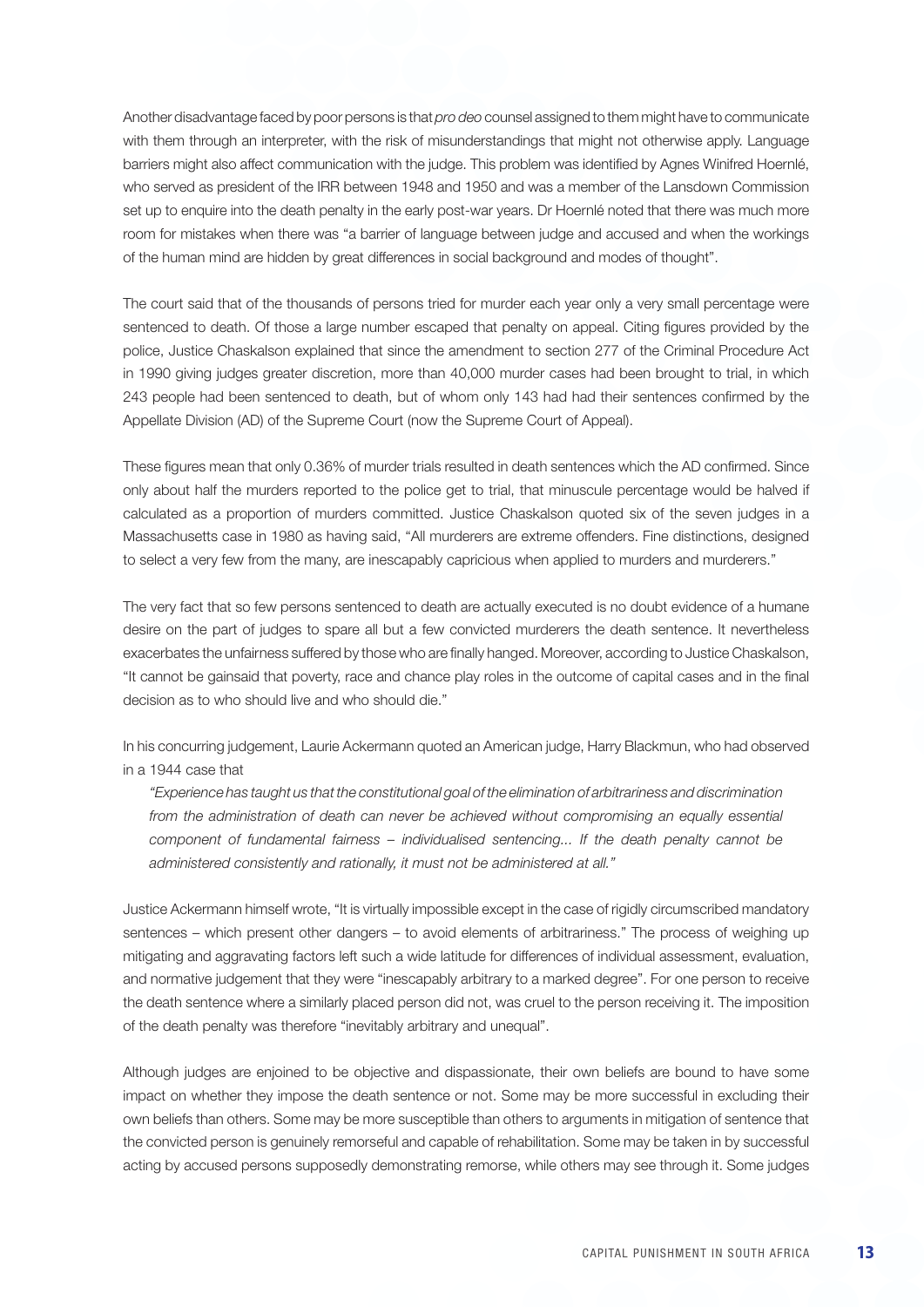Another disadvantage faced by poor persons is that *pro deo* counsel assigned to them might have to communicate with them through an interpreter, with the risk of misunderstandings that might not otherwise apply. Language barriers might also affect communication with the judge. This problem was identified by Agnes Winifred Hoernlé, who served as president of the IRR between 1948 and 1950 and was a member of the Lansdown Commission set up to enquire into the death penalty in the early post-war years. Dr Hoernlé noted that there was much more room for mistakes when there was "a barrier of language between judge and accused and when the workings of the human mind are hidden by great differences in social background and modes of thought".

The court said that of the thousands of persons tried for murder each year only a very small percentage were sentenced to death. Of those a large number escaped that penalty on appeal. Citing figures provided by the police, Justice Chaskalson explained that since the amendment to section 277 of the Criminal Procedure Act in 1990 giving judges greater discretion, more than 40,000 murder cases had been brought to trial, in which 243 people had been sentenced to death, but of whom only 143 had had their sentences confirmed by the Appellate Division (AD) of the Supreme Court (now the Supreme Court of Appeal).

These figures mean that only 0.36% of murder trials resulted in death sentences which the AD confirmed. Since only about half the murders reported to the police get to trial, that minuscule percentage would be halved if calculated as a proportion of murders committed. Justice Chaskalson quoted six of the seven judges in a Massachusetts case in 1980 as having said, "All murderers are extreme offenders. Fine distinctions, designed to select a very few from the many, are inescapably capricious when applied to murders and murderers."

The very fact that so few persons sentenced to death are actually executed is no doubt evidence of a humane desire on the part of judges to spare all but a few convicted murderers the death sentence. It nevertheless exacerbates the unfairness suffered by those who are finally hanged. Moreover, according to Justice Chaskalson, "It cannot be gainsaid that poverty, race and chance play roles in the outcome of capital cases and in the final decision as to who should live and who should die."

In his concurring judgement, Laurie Ackermann quoted an American judge, Harry Blackmun, who had observed in a 1944 case that

> *"Experience has taught us that the constitutional goal of the elimination of arbitrariness and discrimination from the administration of death can never be achieved without compromising an equally essential component of fundamental fairness – individualised sentencing... If the death penalty cannot be administered consistently and rationally, it must not be administered at all."*

Justice Ackermann himself wrote, "It is virtually impossible except in the case of rigidly circumscribed mandatory sentences – which present other dangers – to avoid elements of arbitrariness." The process of weighing up mitigating and aggravating factors left such a wide latitude for differences of individual assessment, evaluation, and normative judgement that they were "inescapably arbitrary to a marked degree". For one person to receive the death sentence where a similarly placed person did not, was cruel to the person receiving it. The imposition of the death penalty was therefore "inevitably arbitrary and unequal".

Although judges are enjoined to be objective and dispassionate, their own beliefs are bound to have some impact on whether they impose the death sentence or not. Some may be more successful in excluding their own beliefs than others. Some may be more susceptible than others to arguments in mitigation of sentence that the convicted person is genuinely remorseful and capable of rehabilitation. Some may be taken in by successful acting by accused persons supposedly demonstrating remorse, while others may see through it. Some judges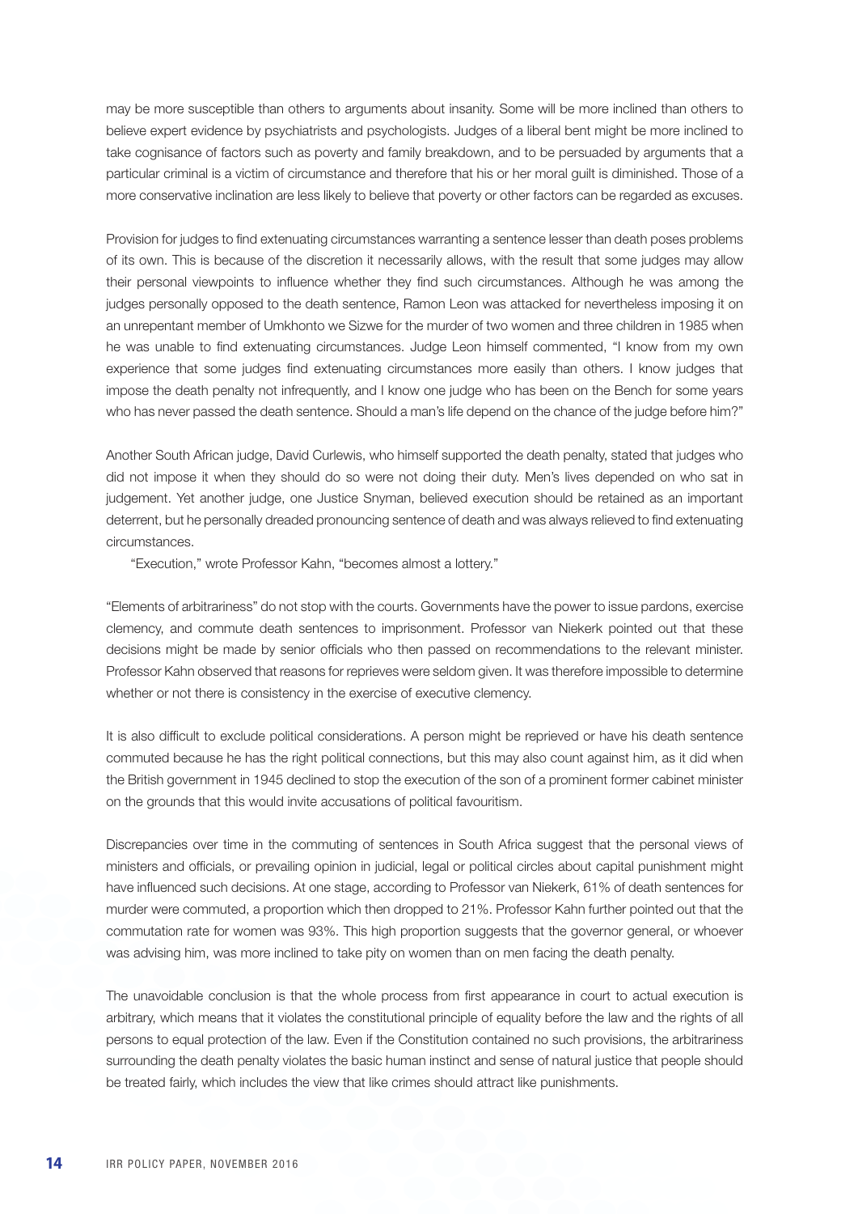may be more susceptible than others to arguments about insanity. Some will be more inclined than others to believe expert evidence by psychiatrists and psychologists. Judges of a liberal bent might be more inclined to take cognisance of factors such as poverty and family breakdown, and to be persuaded by arguments that a particular criminal is a victim of circumstance and therefore that his or her moral guilt is diminished. Those of a more conservative inclination are less likely to believe that poverty or other factors can be regarded as excuses.

Provision for judges to find extenuating circumstances warranting a sentence lesser than death poses problems of its own. This is because of the discretion it necessarily allows, with the result that some judges may allow their personal viewpoints to influence whether they find such circumstances. Although he was among the judges personally opposed to the death sentence, Ramon Leon was attacked for nevertheless imposing it on an unrepentant member of Umkhonto we Sizwe for the murder of two women and three children in 1985 when he was unable to find extenuating circumstances. Judge Leon himself commented, "I know from my own experience that some judges find extenuating circumstances more easily than others. I know judges that impose the death penalty not infrequently, and I know one judge who has been on the Bench for some years who has never passed the death sentence. Should a man's life depend on the chance of the judge before him?"

Another South African judge, David Curlewis, who himself supported the death penalty, stated that judges who did not impose it when they should do so were not doing their duty. Men's lives depended on who sat in judgement. Yet another judge, one Justice Snyman, believed execution should be retained as an important deterrent, but he personally dreaded pronouncing sentence of death and was always relieved to find extenuating circumstances.

"Execution," wrote Professor Kahn, "becomes almost a lottery."

"Elements of arbitrariness" do not stop with the courts. Governments have the power to issue pardons, exercise clemency, and commute death sentences to imprisonment. Professor van Niekerk pointed out that these decisions might be made by senior officials who then passed on recommendations to the relevant minister. Professor Kahn observed that reasons for reprieves were seldom given. It was therefore impossible to determine whether or not there is consistency in the exercise of executive clemency.

It is also difficult to exclude political considerations. A person might be reprieved or have his death sentence commuted because he has the right political connections, but this may also count against him, as it did when the British government in 1945 declined to stop the execution of the son of a prominent former cabinet minister on the grounds that this would invite accusations of political favouritism.

Discrepancies over time in the commuting of sentences in South Africa suggest that the personal views of ministers and officials, or prevailing opinion in judicial, legal or political circles about capital punishment might have influenced such decisions. At one stage, according to Professor van Niekerk, 61% of death sentences for murder were commuted, a proportion which then dropped to 21%. Professor Kahn further pointed out that the commutation rate for women was 93%. This high proportion suggests that the governor general, or whoever was advising him, was more inclined to take pity on women than on men facing the death penalty.

The unavoidable conclusion is that the whole process from first appearance in court to actual execution is arbitrary, which means that it violates the constitutional principle of equality before the law and the rights of all persons to equal protection of the law. Even if the Constitution contained no such provisions, the arbitrariness surrounding the death penalty violates the basic human instinct and sense of natural justice that people should be treated fairly, which includes the view that like crimes should attract like punishments.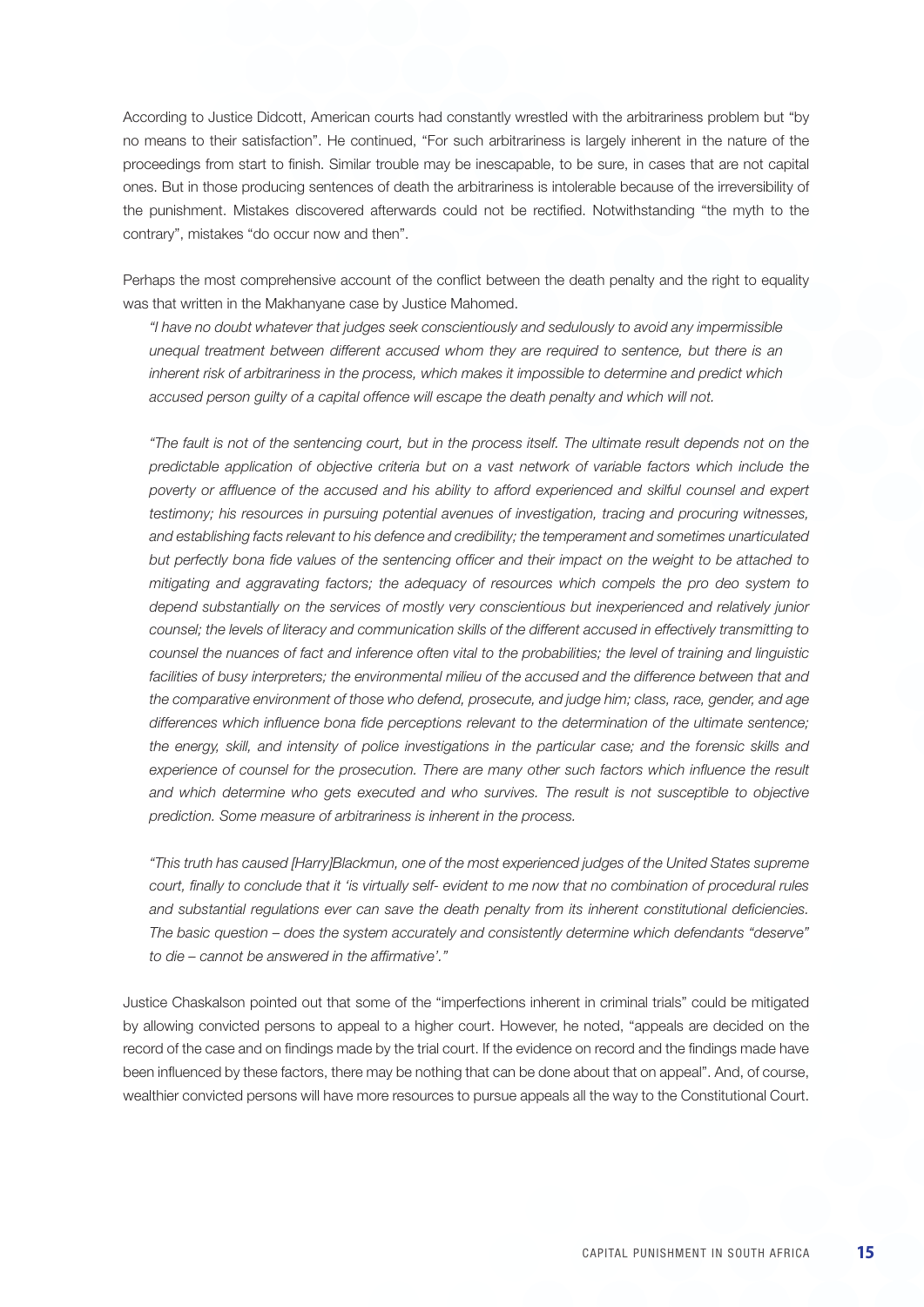According to Justice Didcott, American courts had constantly wrestled with the arbitrariness problem but "by no means to their satisfaction". He continued, "For such arbitrariness is largely inherent in the nature of the proceedings from start to finish. Similar trouble may be inescapable, to be sure, in cases that are not capital ones. But in those producing sentences of death the arbitrariness is intolerable because of the irreversibility of the punishment. Mistakes discovered afterwards could not be rectified. Notwithstanding "the myth to the contrary", mistakes "do occur now and then".

Perhaps the most comprehensive account of the conflict between the death penalty and the right to equality was that written in the Makhanyane case by Justice Mahomed.

> *"I have no doubt whatever that judges seek conscientiously and sedulously to avoid any impermissible unequal treatment between different accused whom they are required to sentence, but there is an inherent risk of arbitrariness in the process, which makes it impossible to determine and predict which accused person guilty of a capital offence will escape the death penalty and which will not.*
>
> *"The fault is not of the sentencing court, but in the process itself. The ultimate result depends not on the predictable application of objective criteria but on a vast network of variable factors which include the poverty or affluence of the accused and his ability to afford experienced and skilful counsel and expert testimony; his resources in pursuing potential avenues of investigation, tracing and procuring witnesses, and establishing facts relevant to his defence and credibility; the temperament and sometimes unarticulated but perfectly bona fide values of the sentencing officer and their impact on the weight to be attached to mitigating and aggravating factors; the adequacy of resources which compels the pro deo system to depend substantially on the services of mostly very conscientious but inexperienced and relatively junior counsel; the levels of literacy and communication skills of the different accused in effectively transmitting to counsel the nuances of fact and inference often vital to the probabilities; the level of training and linguistic facilities of busy interpreters; the environmental milieu of the accused and the difference between that and the comparative environment of those who defend, prosecute, and judge him; class, race, gender, and age differences which influence bona fide perceptions relevant to the determination of the ultimate sentence; the energy, skill, and intensity of police investigations in the particular case; and the forensic skills and experience of counsel for the prosecution. There are many other such factors which influence the result and which determine who gets executed and who survives. The result is not susceptible to objective prediction. Some measure of arbitrariness is inherent in the process.*
>
> *"This truth has caused [Harry]Blackmun, one of the most experienced judges of the United States supreme court, finally to conclude that it 'is virtually self- evident to me now that no combination of procedural rules and substantial regulations ever can save the death penalty from its inherent constitutional deficiencies. The basic question – does the system accurately and consistently determine which defendants "deserve" to die – cannot be answered in the affirmative'."*

Justice Chaskalson pointed out that some of the "imperfections inherent in criminal trials" could be mitigated by allowing convicted persons to appeal to a higher court. However, he noted, "appeals are decided on the record of the case and on findings made by the trial court. If the evidence on record and the findings made have been influenced by these factors, there may be nothing that can be done about that on appeal". And, of course, wealthier convicted persons will have more resources to pursue appeals all the way to the Constitutional Court.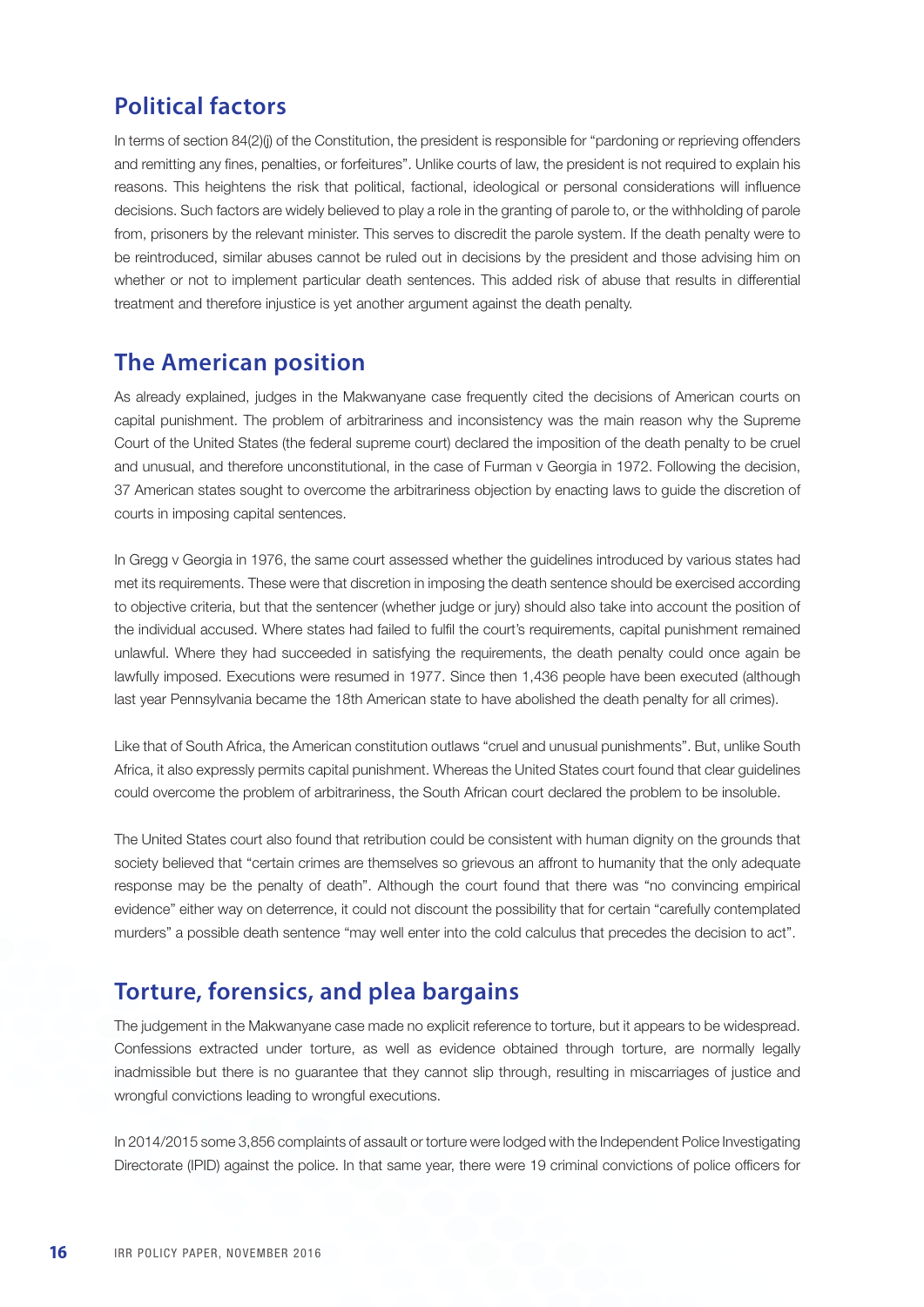## Political factors

In terms of section 84(2)(j) of the Constitution, the president is responsible for "pardoning or reprieving offenders and remitting any fines, penalties, or forfeitures". Unlike courts of law, the president is not required to explain his reasons. This heightens the risk that political, factional, ideological or personal considerations will influence decisions. Such factors are widely believed to play a role in the granting of parole to, or the withholding of parole from, prisoners by the relevant minister. This serves to discredit the parole system. If the death penalty were to be reintroduced, similar abuses cannot be ruled out in decisions by the president and those advising him on whether or not to implement particular death sentences. This added risk of abuse that results in differential treatment and therefore injustice is yet another argument against the death penalty.

## The American position

As already explained, judges in the Makwanyane case frequently cited the decisions of American courts on capital punishment. The problem of arbitrariness and inconsistency was the main reason why the Supreme Court of the United States (the federal supreme court) declared the imposition of the death penalty to be cruel and unusual, and therefore unconstitutional, in the case of Furman v Georgia in 1972. Following the decision, 37 American states sought to overcome the arbitrariness objection by enacting laws to guide the discretion of courts in imposing capital sentences.

In Gregg v Georgia in 1976, the same court assessed whether the guidelines introduced by various states had met its requirements. These were that discretion in imposing the death sentence should be exercised according to objective criteria, but that the sentencer (whether judge or jury) should also take into account the position of the individual accused. Where states had failed to fulfil the court's requirements, capital punishment remained unlawful. Where they had succeeded in satisfying the requirements, the death penalty could once again be lawfully imposed. Executions were resumed in 1977. Since then 1,436 people have been executed (although last year Pennsylvania became the 18th American state to have abolished the death penalty for all crimes).

Like that of South Africa, the American constitution outlaws "cruel and unusual punishments". But, unlike South Africa, it also expressly permits capital punishment. Whereas the United States court found that clear guidelines could overcome the problem of arbitrariness, the South African court declared the problem to be insoluble.

The United States court also found that retribution could be consistent with human dignity on the grounds that society believed that "certain crimes are themselves so grievous an affront to humanity that the only adequate response may be the penalty of death". Although the court found that there was "no convincing empirical evidence" either way on deterrence, it could not discount the possibility that for certain "carefully contemplated murders" a possible death sentence "may well enter into the cold calculus that precedes the decision to act".

## Torture, forensics, and plea bargains

The judgement in the Makwanyane case made no explicit reference to torture, but it appears to be widespread. Confessions extracted under torture, as well as evidence obtained through torture, are normally legally inadmissible but there is no guarantee that they cannot slip through, resulting in miscarriages of justice and wrongful convictions leading to wrongful executions.

In 2014/2015 some 3,856 complaints of assault or torture were lodged with the Independent Police Investigating Directorate (IPID) against the police. In that same year, there were 19 criminal convictions of police officers for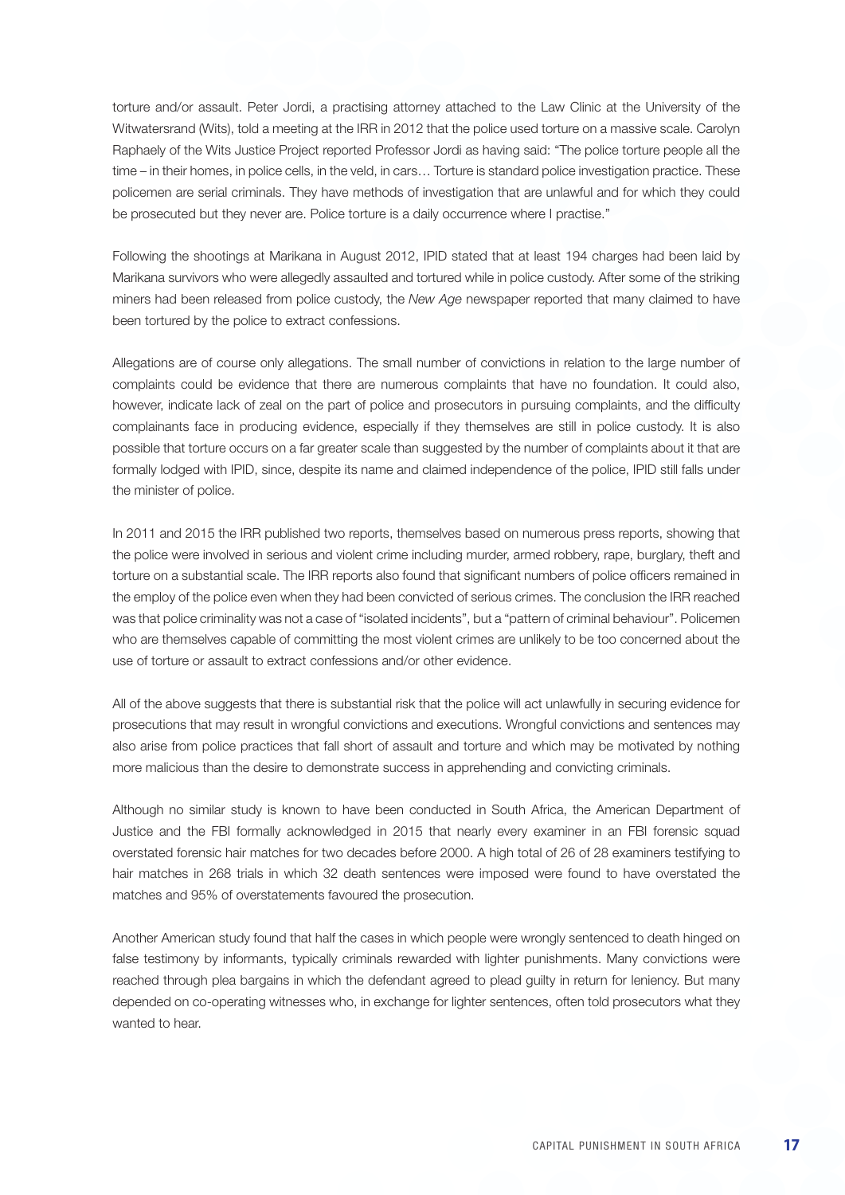torture and/or assault. Peter Jordi, a practising attorney attached to the Law Clinic at the University of the Witwatersrand (Wits), told a meeting at the IRR in 2012 that the police used torture on a massive scale. Carolyn Raphaely of the Wits Justice Project reported Professor Jordi as having said: "The police torture people all the time – in their homes, in police cells, in the veld, in cars… Torture is standard police investigation practice. These policemen are serial criminals. They have methods of investigation that are unlawful and for which they could be prosecuted but they never are. Police torture is a daily occurrence where I practise."

Following the shootings at Marikana in August 2012, IPID stated that at least 194 charges had been laid by Marikana survivors who were allegedly assaulted and tortured while in police custody. After some of the striking miners had been released from police custody, the *New Age* newspaper reported that many claimed to have been tortured by the police to extract confessions.

Allegations are of course only allegations. The small number of convictions in relation to the large number of complaints could be evidence that there are numerous complaints that have no foundation. It could also, however, indicate lack of zeal on the part of police and prosecutors in pursuing complaints, and the difficulty complainants face in producing evidence, especially if they themselves are still in police custody. It is also possible that torture occurs on a far greater scale than suggested by the number of complaints about it that are formally lodged with IPID, since, despite its name and claimed independence of the police, IPID still falls under the minister of police.

In 2011 and 2015 the IRR published two reports, themselves based on numerous press reports, showing that the police were involved in serious and violent crime including murder, armed robbery, rape, burglary, theft and torture on a substantial scale. The IRR reports also found that significant numbers of police officers remained in the employ of the police even when they had been convicted of serious crimes. The conclusion the IRR reached was that police criminality was not a case of "isolated incidents", but a "pattern of criminal behaviour". Policemen who are themselves capable of committing the most violent crimes are unlikely to be too concerned about the use of torture or assault to extract confessions and/or other evidence.

All of the above suggests that there is substantial risk that the police will act unlawfully in securing evidence for prosecutions that may result in wrongful convictions and executions. Wrongful convictions and sentences may also arise from police practices that fall short of assault and torture and which may be motivated by nothing more malicious than the desire to demonstrate success in apprehending and convicting criminals.

Although no similar study is known to have been conducted in South Africa, the American Department of Justice and the FBI formally acknowledged in 2015 that nearly every examiner in an FBI forensic squad overstated forensic hair matches for two decades before 2000. A high total of 26 of 28 examiners testifying to hair matches in 268 trials in which 32 death sentences were imposed were found to have overstated the matches and 95% of overstatements favoured the prosecution.

Another American study found that half the cases in which people were wrongly sentenced to death hinged on false testimony by informants, typically criminals rewarded with lighter punishments. Many convictions were reached through plea bargains in which the defendant agreed to plead guilty in return for leniency. But many depended on co-operating witnesses who, in exchange for lighter sentences, often told prosecutors what they wanted to hear.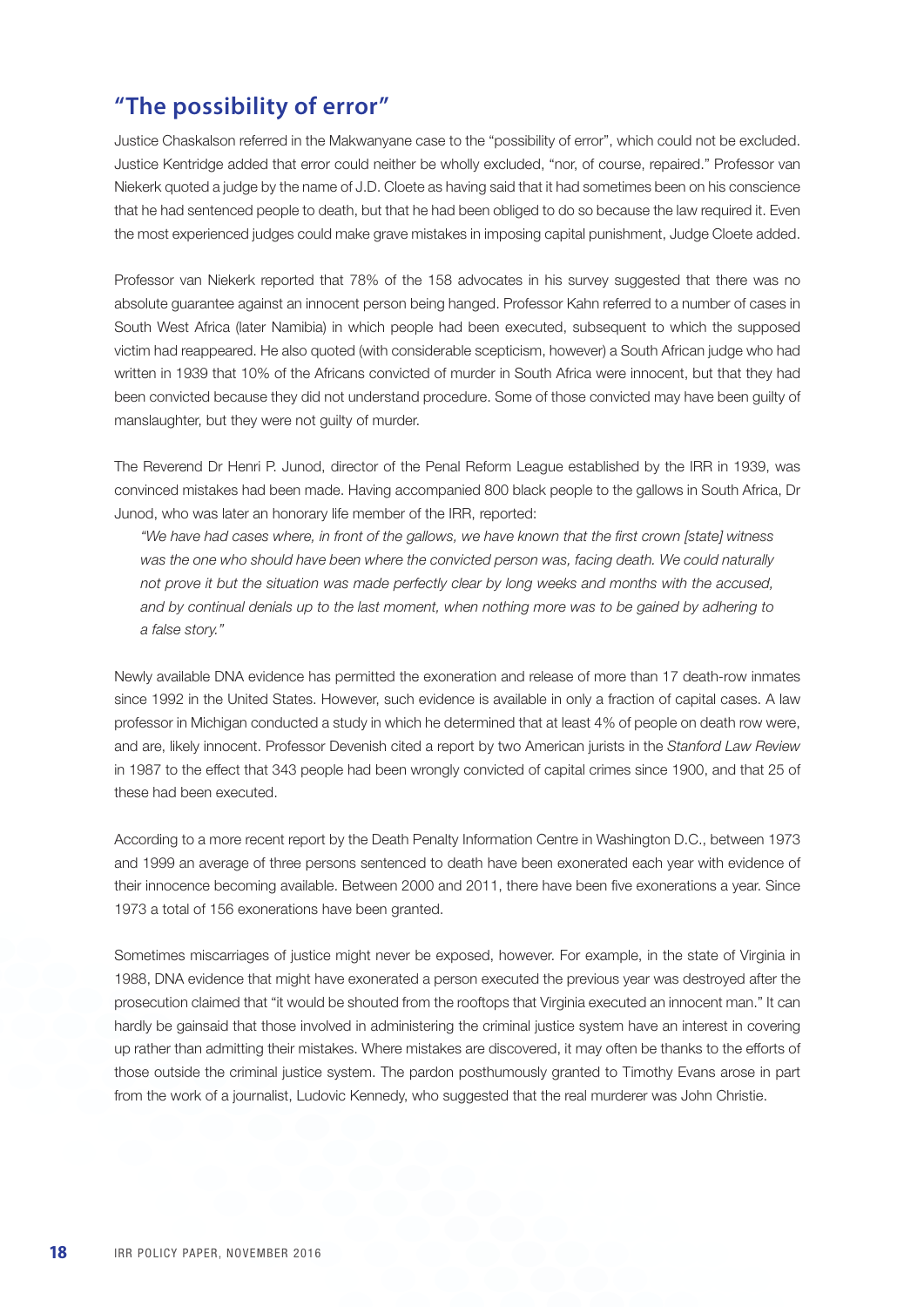## "The possibility of error"

Justice Chaskalson referred in the Makwanyane case to the "possibility of error", which could not be excluded. Justice Kentridge added that error could neither be wholly excluded, "nor, of course, repaired." Professor van Niekerk quoted a judge by the name of J.D. Cloete as having said that it had sometimes been on his conscience that he had sentenced people to death, but that he had been obliged to do so because the law required it. Even the most experienced judges could make grave mistakes in imposing capital punishment, Judge Cloete added.

Professor van Niekerk reported that 78% of the 158 advocates in his survey suggested that there was no absolute guarantee against an innocent person being hanged. Professor Kahn referred to a number of cases in South West Africa (later Namibia) in which people had been executed, subsequent to which the supposed victim had reappeared. He also quoted (with considerable scepticism, however) a South African judge who had written in 1939 that 10% of the Africans convicted of murder in South Africa were innocent, but that they had been convicted because they did not understand procedure. Some of those convicted may have been guilty of manslaughter, but they were not guilty of murder.

The Reverend Dr Henri P. Junod, director of the Penal Reform League established by the IRR in 1939, was convinced mistakes had been made. Having accompanied 800 black people to the gallows in South Africa, Dr Junod, who was later an honorary life member of the IRR, reported:

> *"We have had cases where, in front of the gallows, we have known that the first crown [state] witness was the one who should have been where the convicted person was, facing death. We could naturally not prove it but the situation was made perfectly clear by long weeks and months with the accused, and by continual denials up to the last moment, when nothing more was to be gained by adhering to a false story."*

Newly available DNA evidence has permitted the exoneration and release of more than 17 death-row inmates since 1992 in the United States. However, such evidence is available in only a fraction of capital cases. A law professor in Michigan conducted a study in which he determined that at least 4% of people on death row were, and are, likely innocent. Professor Devenish cited a report by two American jurists in the *Stanford Law Review* in 1987 to the effect that 343 people had been wrongly convicted of capital crimes since 1900, and that 25 of these had been executed.

According to a more recent report by the Death Penalty Information Centre in Washington D.C., between 1973 and 1999 an average of three persons sentenced to death have been exonerated each year with evidence of their innocence becoming available. Between 2000 and 2011, there have been five exonerations a year. Since 1973 a total of 156 exonerations have been granted.

Sometimes miscarriages of justice might never be exposed, however. For example, in the state of Virginia in 1988, DNA evidence that might have exonerated a person executed the previous year was destroyed after the prosecution claimed that "it would be shouted from the rooftops that Virginia executed an innocent man." It can hardly be gainsaid that those involved in administering the criminal justice system have an interest in covering up rather than admitting their mistakes. Where mistakes are discovered, it may often be thanks to the efforts of those outside the criminal justice system. The pardon posthumously granted to Timothy Evans arose in part from the work of a journalist, Ludovic Kennedy, who suggested that the real murderer was John Christie.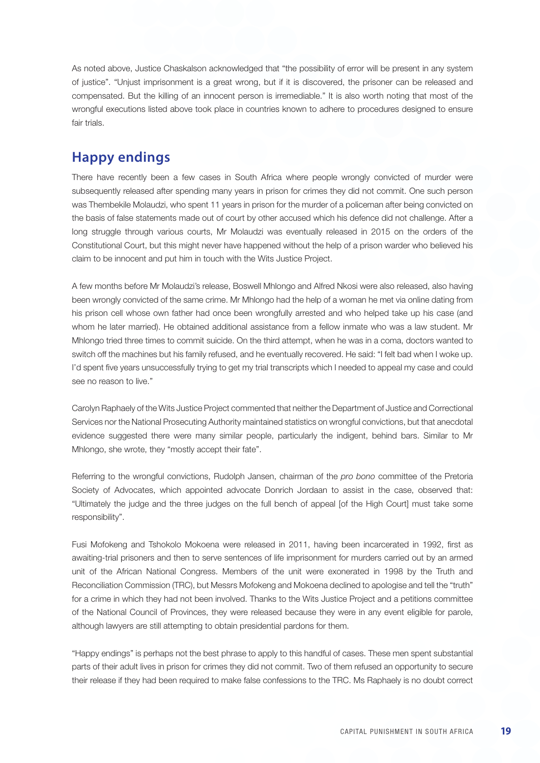As noted above, Justice Chaskalson acknowledged that "the possibility of error will be present in any system of justice". "Unjust imprisonment is a great wrong, but if it is discovered, the prisoner can be released and compensated. But the killing of an innocent person is irremediable." It is also worth noting that most of the wrongful executions listed above took place in countries known to adhere to procedures designed to ensure fair trials.

## Happy endings

There have recently been a few cases in South Africa where people wrongly convicted of murder were subsequently released after spending many years in prison for crimes they did not commit. One such person was Thembekile Molaudzi, who spent 11 years in prison for the murder of a policeman after being convicted on the basis of false statements made out of court by other accused which his defence did not challenge. After a long struggle through various courts, Mr Molaudzi was eventually released in 2015 on the orders of the Constitutional Court, but this might never have happened without the help of a prison warder who believed his claim to be innocent and put him in touch with the Wits Justice Project.

A few months before Mr Molaudzi's release, Boswell Mhlongo and Alfred Nkosi were also released, also having been wrongly convicted of the same crime. Mr Mhlongo had the help of a woman he met via online dating from his prison cell whose own father had once been wrongfully arrested and who helped take up his case (and whom he later married). He obtained additional assistance from a fellow inmate who was a law student. Mr Mhlongo tried three times to commit suicide. On the third attempt, when he was in a coma, doctors wanted to switch off the machines but his family refused, and he eventually recovered. He said: "I felt bad when I woke up. I'd spent five years unsuccessfully trying to get my trial transcripts which I needed to appeal my case and could see no reason to live."

Carolyn Raphaely of the Wits Justice Project commented that neither the Department of Justice and Correctional Services nor the National Prosecuting Authority maintained statistics on wrongful convictions, but that anecdotal evidence suggested there were many similar people, particularly the indigent, behind bars. Similar to Mr Mhlongo, she wrote, they "mostly accept their fate".

Referring to the wrongful convictions, Rudolph Jansen, chairman of the *pro bono* committee of the Pretoria Society of Advocates, which appointed advocate Donrich Jordaan to assist in the case, observed that: "Ultimately the judge and the three judges on the full bench of appeal [of the High Court] must take some responsibility".

Fusi Mofokeng and Tshokolo Mokoena were released in 2011, having been incarcerated in 1992, first as awaiting-trial prisoners and then to serve sentences of life imprisonment for murders carried out by an armed unit of the African National Congress. Members of the unit were exonerated in 1998 by the Truth and Reconciliation Commission (TRC), but Messrs Mofokeng and Mokoena declined to apologise and tell the "truth" for a crime in which they had not been involved. Thanks to the Wits Justice Project and a petitions committee of the National Council of Provinces, they were released because they were in any event eligible for parole, although lawyers are still attempting to obtain presidential pardons for them.

"Happy endings" is perhaps not the best phrase to apply to this handful of cases. These men spent substantial parts of their adult lives in prison for crimes they did not commit. Two of them refused an opportunity to secure their release if they had been required to make false confessions to the TRC. Ms Raphaely is no doubt correct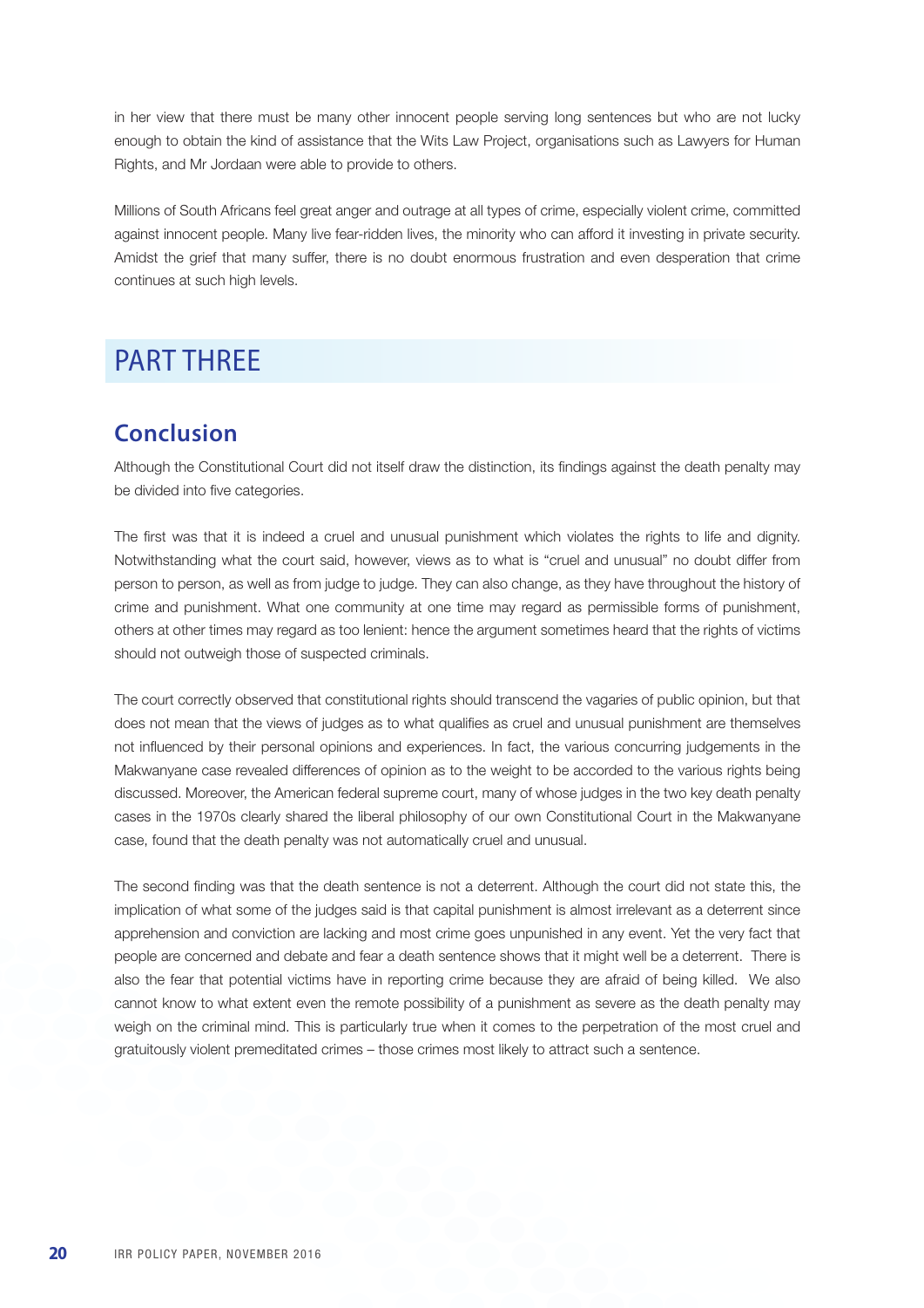in her view that there must be many other innocent people serving long sentences but who are not lucky enough to obtain the kind of assistance that the Wits Law Project, organisations such as Lawyers for Human Rights, and Mr Jordaan were able to provide to others.

Millions of South Africans feel great anger and outrage at all types of crime, especially violent crime, committed against innocent people. Many live fear-ridden lives, the minority who can afford it investing in private security. Amidst the grief that many suffer, there is no doubt enormous frustration and even desperation that crime continues at such high levels.

# PART THREE

## Conclusion

Although the Constitutional Court did not itself draw the distinction, its findings against the death penalty may be divided into five categories.

The first was that it is indeed a cruel and unusual punishment which violates the rights to life and dignity. Notwithstanding what the court said, however, views as to what is "cruel and unusual" no doubt differ from person to person, as well as from judge to judge. They can also change, as they have throughout the history of crime and punishment. What one community at one time may regard as permissible forms of punishment, others at other times may regard as too lenient: hence the argument sometimes heard that the rights of victims should not outweigh those of suspected criminals.

The court correctly observed that constitutional rights should transcend the vagaries of public opinion, but that does not mean that the views of judges as to what qualifies as cruel and unusual punishment are themselves not influenced by their personal opinions and experiences. In fact, the various concurring judgements in the Makwanyane case revealed differences of opinion as to the weight to be accorded to the various rights being discussed. Moreover, the American federal supreme court, many of whose judges in the two key death penalty cases in the 1970s clearly shared the liberal philosophy of our own Constitutional Court in the Makwanyane case, found that the death penalty was not automatically cruel and unusual.

The second finding was that the death sentence is not a deterrent. Although the court did not state this, the implication of what some of the judges said is that capital punishment is almost irrelevant as a deterrent since apprehension and conviction are lacking and most crime goes unpunished in any event. Yet the very fact that people are concerned and debate and fear a death sentence shows that it might well be a deterrent. There is also the fear that potential victims have in reporting crime because they are afraid of being killed. We also cannot know to what extent even the remote possibility of a punishment as severe as the death penalty may weigh on the criminal mind. This is particularly true when it comes to the perpetration of the most cruel and gratuitously violent premeditated crimes – those crimes most likely to attract such a sentence.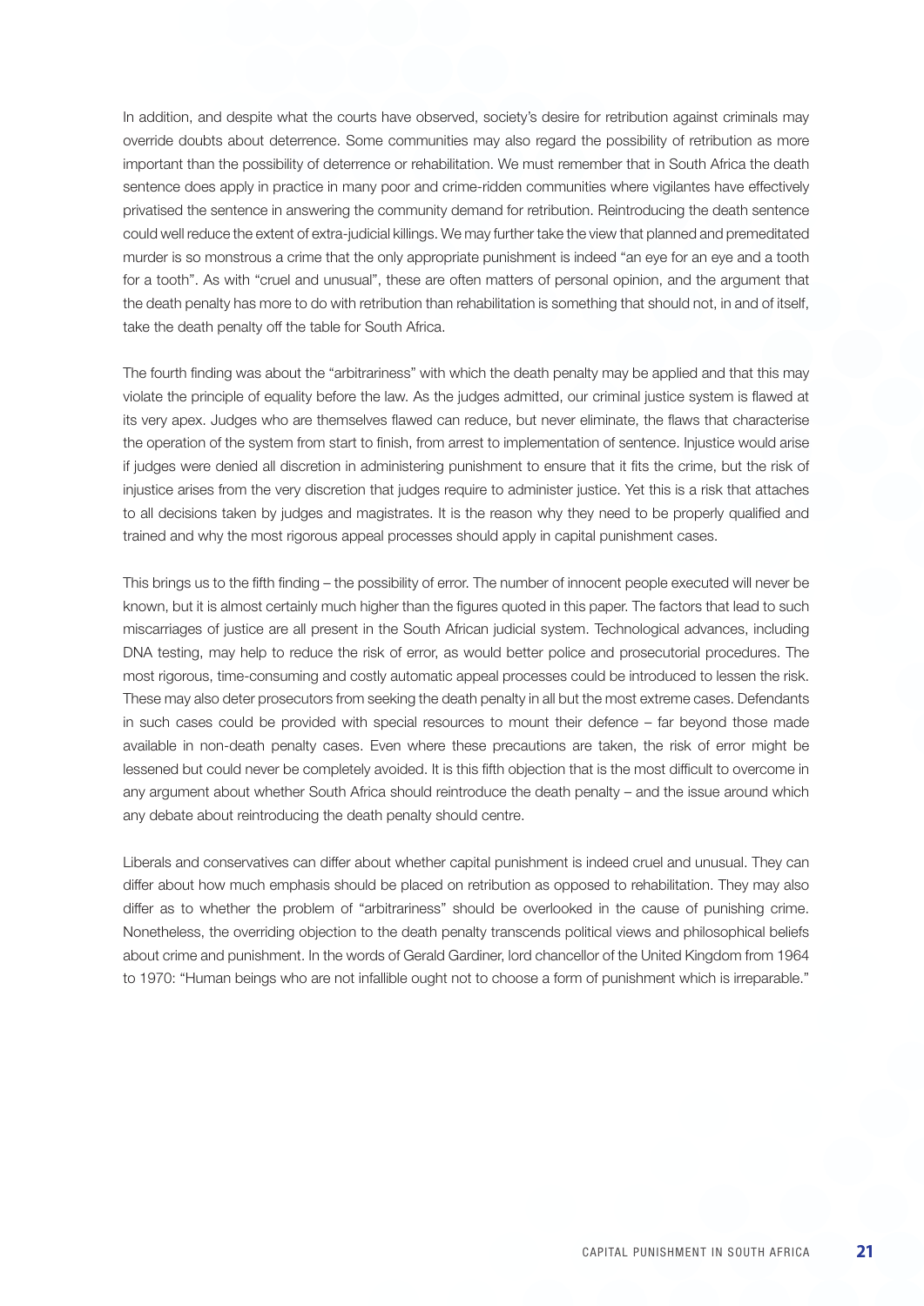In addition, and despite what the courts have observed, society's desire for retribution against criminals may override doubts about deterrence. Some communities may also regard the possibility of retribution as more important than the possibility of deterrence or rehabilitation. We must remember that in South Africa the death sentence does apply in practice in many poor and crime-ridden communities where vigilantes have effectively privatised the sentence in answering the community demand for retribution. Reintroducing the death sentence could well reduce the extent of extra-judicial killings. We may further take the view that planned and premeditated murder is so monstrous a crime that the only appropriate punishment is indeed "an eye for an eye and a tooth for a tooth". As with "cruel and unusual", these are often matters of personal opinion, and the argument that the death penalty has more to do with retribution than rehabilitation is something that should not, in and of itself, take the death penalty off the table for South Africa.

The fourth finding was about the "arbitrariness" with which the death penalty may be applied and that this may violate the principle of equality before the law. As the judges admitted, our criminal justice system is flawed at its very apex. Judges who are themselves flawed can reduce, but never eliminate, the flaws that characterise the operation of the system from start to finish, from arrest to implementation of sentence. Injustice would arise if judges were denied all discretion in administering punishment to ensure that it fits the crime, but the risk of injustice arises from the very discretion that judges require to administer justice. Yet this is a risk that attaches to all decisions taken by judges and magistrates. It is the reason why they need to be properly qualified and trained and why the most rigorous appeal processes should apply in capital punishment cases.

This brings us to the fifth finding – the possibility of error. The number of innocent people executed will never be known, but it is almost certainly much higher than the figures quoted in this paper. The factors that lead to such miscarriages of justice are all present in the South African judicial system. Technological advances, including DNA testing, may help to reduce the risk of error, as would better police and prosecutorial procedures. The most rigorous, time-consuming and costly automatic appeal processes could be introduced to lessen the risk. These may also deter prosecutors from seeking the death penalty in all but the most extreme cases. Defendants in such cases could be provided with special resources to mount their defence – far beyond those made available in non-death penalty cases. Even where these precautions are taken, the risk of error might be lessened but could never be completely avoided. It is this fifth objection that is the most difficult to overcome in any argument about whether South Africa should reintroduce the death penalty – and the issue around which any debate about reintroducing the death penalty should centre.

Liberals and conservatives can differ about whether capital punishment is indeed cruel and unusual. They can differ about how much emphasis should be placed on retribution as opposed to rehabilitation. They may also differ as to whether the problem of "arbitrariness" should be overlooked in the cause of punishing crime. Nonetheless, the overriding objection to the death penalty transcends political views and philosophical beliefs about crime and punishment. In the words of Gerald Gardiner, lord chancellor of the United Kingdom from 1964 to 1970: "Human beings who are not infallible ought not to choose a form of punishment which is irreparable."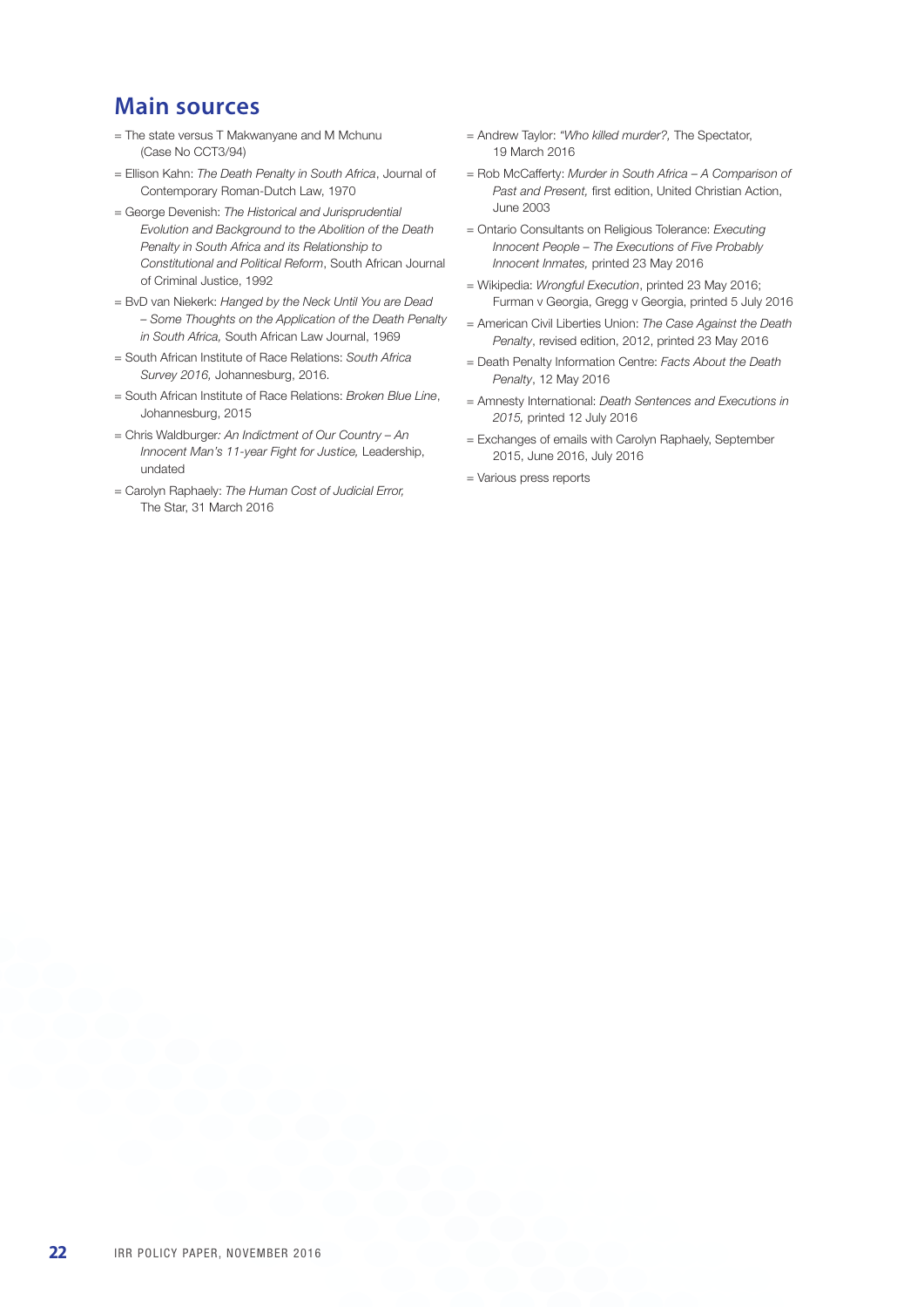## Main sources

- The state versus T Makwanyane and M Mchunu (Case No CCT3/94)
- Ellison Kahn: *The Death Penalty in South Africa*, Journal of Contemporary Roman-Dutch Law, 1970
- George Devenish: *The Historical and Jurisprudential Evolution and Background to the Abolition of the Death Penalty in South Africa and its Relationship to Constitutional and Political Reform*, South African Journal of Criminal Justice, 1992
- BvD van Niekerk: *Hanged by the Neck Until You are Dead – Some Thoughts on the Application of the Death Penalty in South Africa,* South African Law Journal, 1969
- South African Institute of Race Relations: *South Africa Survey 2016,* Johannesburg, 2016.
- South African Institute of Race Relations: *Broken Blue Line*, Johannesburg, 2015
- Chris Waldburger*: An Indictment of Our Country – An Innocent Man's 11-year Fight for Justice,* Leadership, undated
- Carolyn Raphaely: *The Human Cost of Judicial Error,* The Star, 31 March 2016
- Andrew Taylor: *"Who killed murder?,* The Spectator, 19 March 2016
- Rob McCafferty: *Murder in South Africa – A Comparison of Past and Present,* first edition, United Christian Action, June 2003
- Ontario Consultants on Religious Tolerance: *Executing Innocent People – The Executions of Five Probably Innocent Inmates,* printed 23 May 2016
- Wikipedia: *Wrongful Execution*, printed 23 May 2016; Furman v Georgia, Gregg v Georgia, printed 5 July 2016
- American Civil Liberties Union: *The Case Against the Death Penalty*, revised edition, 2012, printed 23 May 2016
- Death Penalty Information Centre: *Facts About the Death Penalty*, 12 May 2016
- Amnesty International: *Death Sentences and Executions in 2015,* printed 12 July 2016
- Exchanges of emails with Carolyn Raphaely, September 2015, June 2016, July 2016
- Various press reports